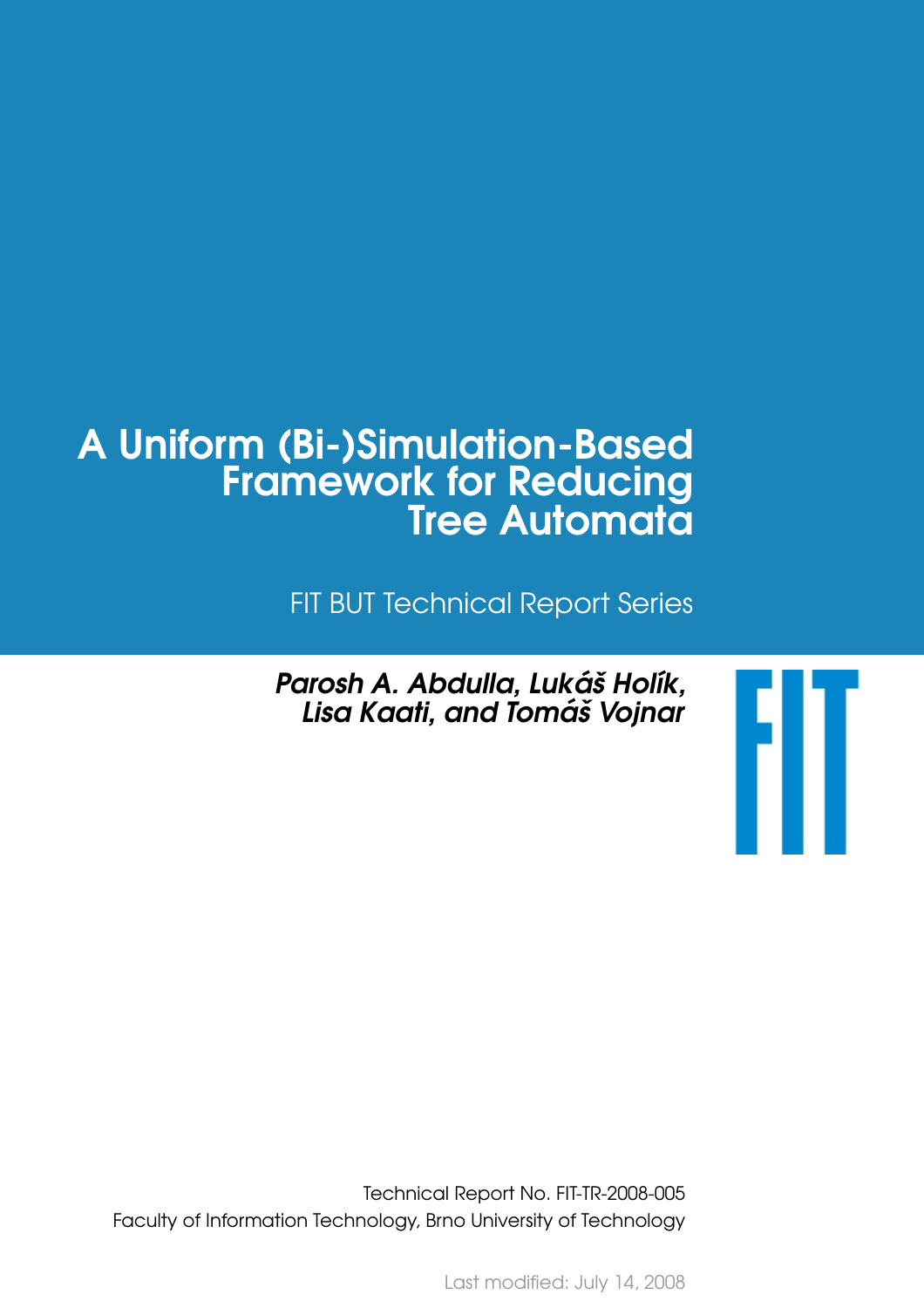# A Uniform (Bi-)Simulation-Based Framework for Reducing Tree Automata

FIT BUT Technical Report Series

***Parosh A. Abdulla, Lukáš Holík, Lisa Kaati, and Tomáš Vojnar***

FIT

Technical Report No. FIT-TR-2008-005
Faculty of Information Technology, Brno University of Technology

Last modified: July 14, 2008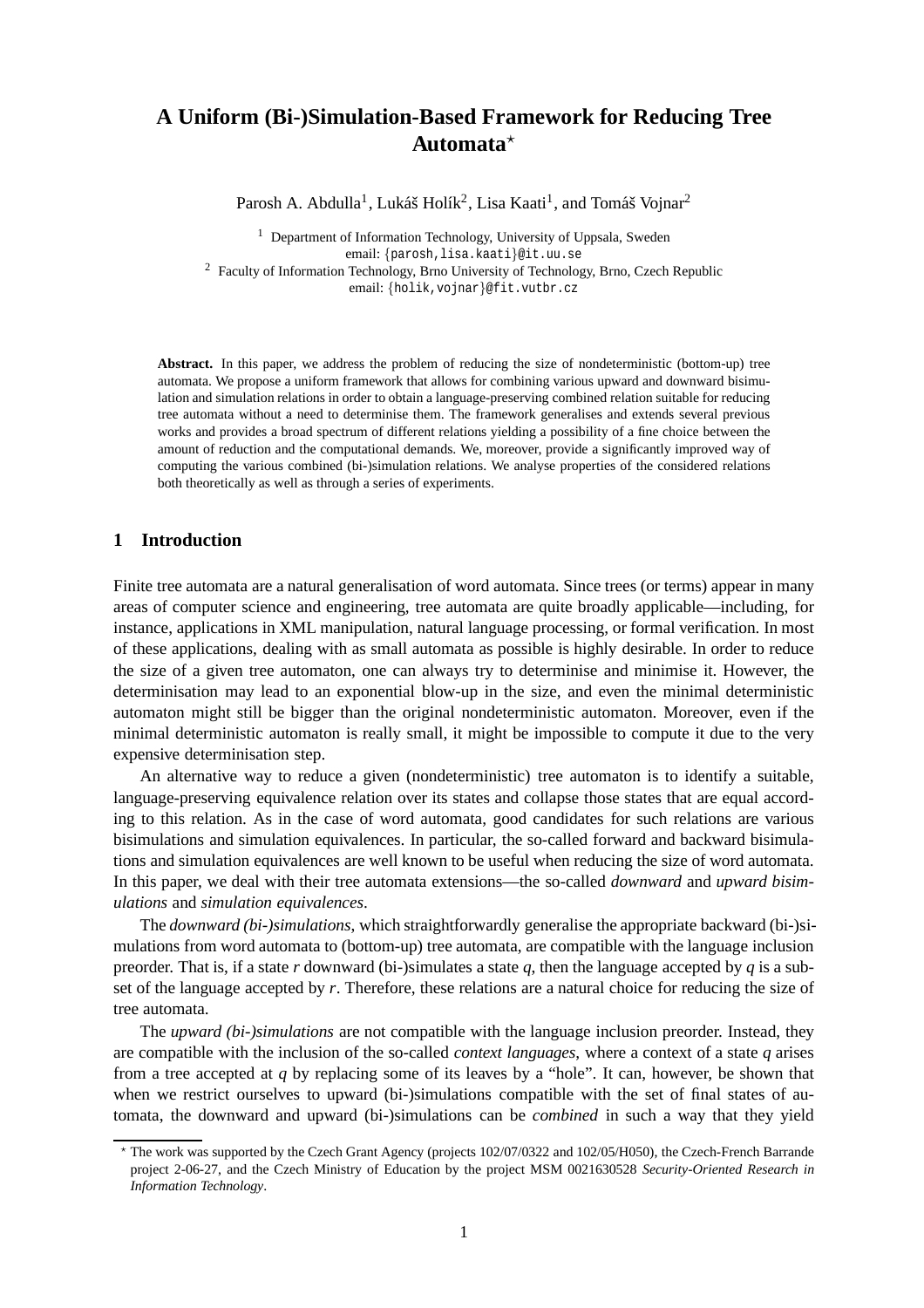# A Uniform (Bi-)Simulation-Based Framework for Reducing Tree Automata*

Parosh A. Abdulla[1], Lukáš Holík[2], Lisa Kaati[1], and Tomáš Vojnar[2]

[1] Department of Information Technology, University of Uppsala, Sweden
email: {parosh,lisa.kaati}@it.uu.se

[2] Faculty of Information Technology, Brno University of Technology, Brno, Czech Republic
email: {holik,vojnar}@fit.vutbr.cz

**Abstract.** In this paper, we address the problem of reducing the size of nondeterministic (bottom-up) tree automata. We propose a uniform framework that allows for combining various upward and downward bisimulation and simulation relations in order to obtain a language-preserving combined relation suitable for reducing tree automata without a need to determinise them. The framework generalises and extends several previous works and provides a broad spectrum of different relations yielding a possibility of a fine choice between the amount of reduction and the computational demands. We, moreover, provide a significantly improved way of computing the various combined (bi-)simulation relations. We analyse properties of the considered relations both theoretically as well as through a series of experiments.

## 1 Introduction

Finite tree automata are a natural generalisation of word automata. Since trees (or terms) appear in many areas of computer science and engineering, tree automata are quite broadly applicable—including, for instance, applications in XML manipulation, natural language processing, or formal verification. In most of these applications, dealing with as small automata as possible is highly desirable. In order to reduce the size of a given tree automaton, one can always try to determinise and minimise it. However, the determinisation may lead to an exponential blow-up in the size, and even the minimal deterministic automaton might still be bigger than the original nondeterministic automaton. Moreover, even if the minimal deterministic automaton is really small, it might be impossible to compute it due to the very expensive determinisation step.

An alternative way to reduce a given (nondeterministic) tree automaton is to identify a suitable, language-preserving equivalence relation over its states and collapse those states that are equal according to this relation. As in the case of word automata, good candidates for such relations are various bisimulations and simulation equivalences. In particular, the so-called forward and backward bisimulations and simulation equivalences are well known to be useful when reducing the size of word automata. In this paper, we deal with their tree automata extensions—the so-called *downward* and *upward bisimulations* and *simulation equivalences*.

The *downward (bi-)simulations*, which straightforwardly generalise the appropriate backward (bi-)simulations from word automata to (bottom-up) tree automata, are compatible with the language inclusion preorder. That is, if a state *r* downward (bi-)simulates a state *q*, then the language accepted by *q* is a subset of the language accepted by *r*. Therefore, these relations are a natural choice for reducing the size of tree automata.

The *upward (bi-)simulations* are not compatible with the language inclusion preorder. Instead, they are compatible with the inclusion of the so-called *context languages*, where a context of a state *q* arises from a tree accepted at *q* by replacing some of its leaves by a "hole". It can, however, be shown that when we restrict ourselves to upward (bi-)simulations compatible with the set of final states of automata, the downward and upward (bi-)simulations can be *combined* in such a way that they yield

* The work was supported by the Czech Grant Agency (projects 102/07/0322 and 102/05/H050), the Czech-French Barrande project 2-06-27, and the Czech Ministry of Education by the project MSM 0021630528 *Security-Oriented Research in Information Technology*.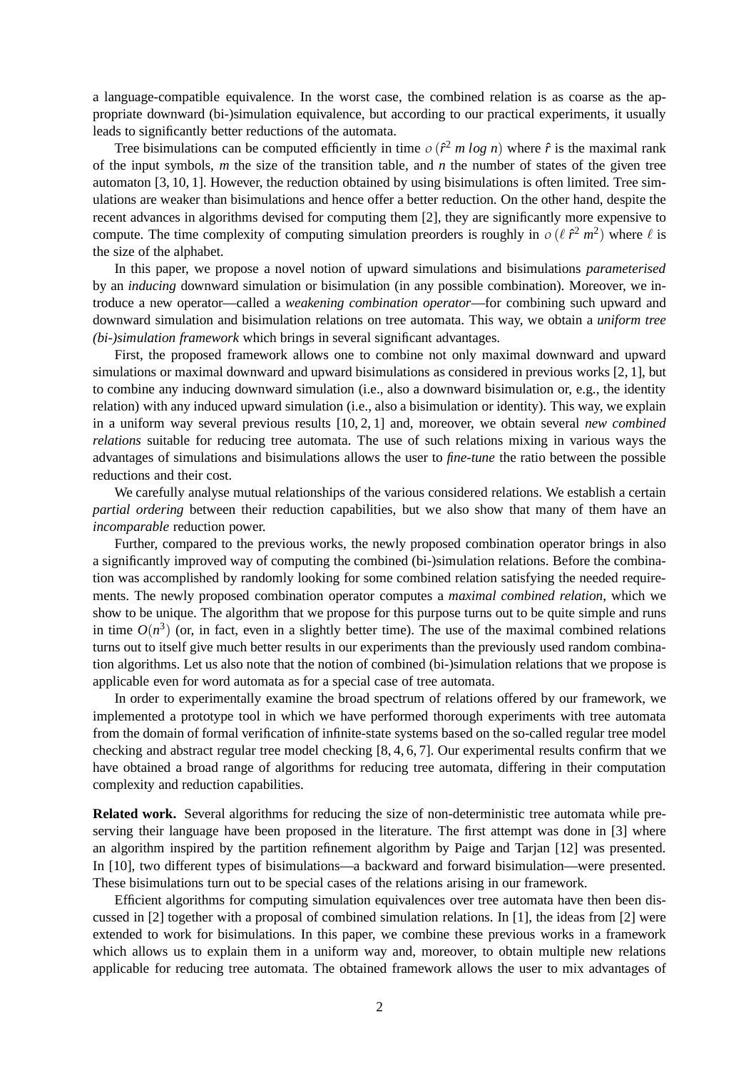a language-compatible equivalence. In the worst case, the combined relation is as coarse as the appropriate downward (bi-)simulation equivalence, but according to our practical experiments, it usually leads to significantly better reductions of the automata.

Tree bisimulations can be computed efficiently in time $o(\hat{r}^2\ m\ log\ n)$ where $\hat{r}$ is the maximal rank of the input symbols, $m$ the size of the transition table, and $n$ the number of states of the given tree automaton [3, 10, 1]. However, the reduction obtained by using bisimulations is often limited. Tree simulations are weaker than bisimulations and hence offer a better reduction. On the other hand, despite the recent advances in algorithms devised for computing them [2], they are significantly more expensive to compute. The time complexity of computing simulation preorders is roughly in $o(\ell\ \hat{r}^2\ m^2)$ where $\ell$ is the size of the alphabet.

In this paper, we propose a novel notion of upward simulations and bisimulations *parameterised* by an *inducing* downward simulation or bisimulation (in any possible combination). Moreover, we introduce a new operator—called a *weakening combination operator*—for combining such upward and downward simulation and bisimulation relations on tree automata. This way, we obtain a *uniform tree (bi-)simulation framework* which brings in several significant advantages.

First, the proposed framework allows one to combine not only maximal downward and upward simulations or maximal downward and upward bisimulations as considered in previous works [2, 1], but to combine any inducing downward simulation (i.e., also a downward bisimulation or, e.g., the identity relation) with any induced upward simulation (i.e., also a bisimulation or identity). This way, we explain in a uniform way several previous results [10, 2, 1] and, moreover, we obtain several *new combined relations* suitable for reducing tree automata. The use of such relations mixing in various ways the advantages of simulations and bisimulations allows the user to *fine-tune* the ratio between the possible reductions and their cost.

We carefully analyse mutual relationships of the various considered relations. We establish a certain *partial ordering* between their reduction capabilities, but we also show that many of them have an *incomparable* reduction power.

Further, compared to the previous works, the newly proposed combination operator brings in also a significantly improved way of computing the combined (bi-)simulation relations. Before the combination was accomplished by randomly looking for some combined relation satisfying the needed requirements. The newly proposed combination operator computes a *maximal combined relation*, which we show to be unique. The algorithm that we propose for this purpose turns out to be quite simple and runs in time $O(n^3)$ (or, in fact, even in a slightly better time). The use of the maximal combined relations turns out to itself give much better results in our experiments than the previously used random combination algorithms. Let us also note that the notion of combined (bi-)simulation relations that we propose is applicable even for word automata as for a special case of tree automata.

In order to experimentally examine the broad spectrum of relations offered by our framework, we implemented a prototype tool in which we have performed thorough experiments with tree automata from the domain of formal verification of infinite-state systems based on the so-called regular tree model checking and abstract regular tree model checking [8, 4, 6, 7]. Our experimental results confirm that we have obtained a broad range of algorithms for reducing tree automata, differing in their computation complexity and reduction capabilities.

**Related work.** Several algorithms for reducing the size of non-deterministic tree automata while preserving their language have been proposed in the literature. The first attempt was done in [3] where an algorithm inspired by the partition refinement algorithm by Paige and Tarjan [12] was presented. In [10], two different types of bisimulations—a backward and forward bisimulation—were presented. These bisimulations turn out to be special cases of the relations arising in our framework.

Efficient algorithms for computing simulation equivalences over tree automata have then been discussed in [2] together with a proposal of combined simulation relations. In [1], the ideas from [2] were extended to work for bisimulations. In this paper, we combine these previous works in a framework which allows us to explain them in a uniform way and, moreover, to obtain multiple new relations applicable for reducing tree automata. The obtained framework allows the user to mix advantages of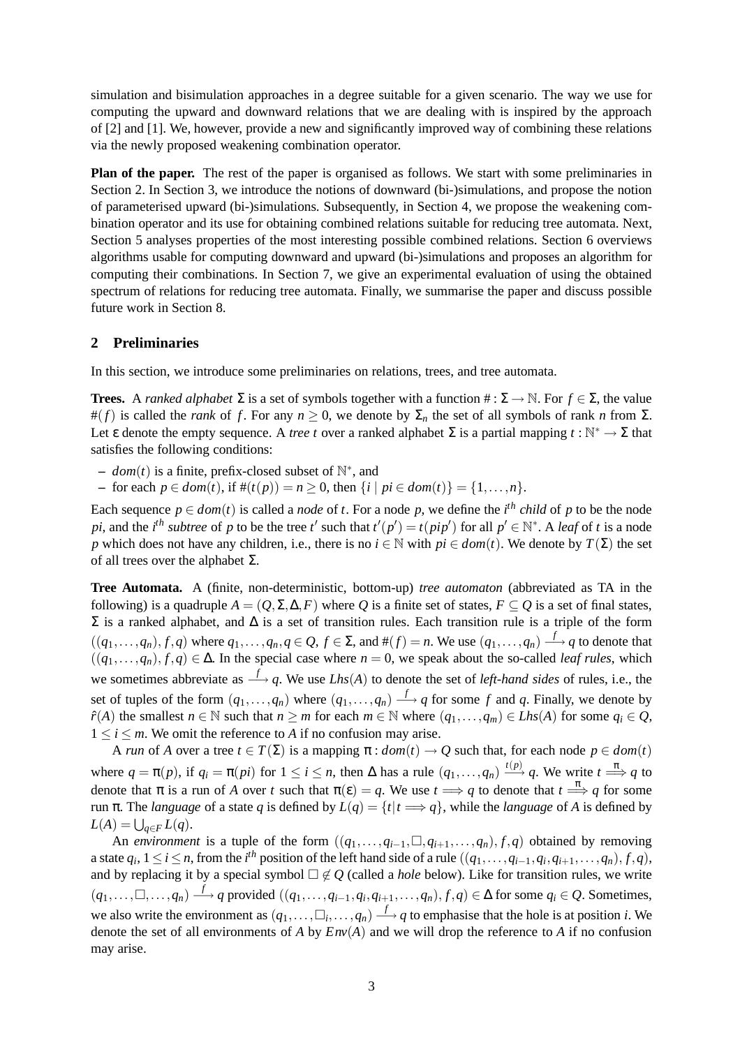simulation and bisimulation approaches in a degree suitable for a given scenario. The way we use for computing the upward and downward relations that we are dealing with is inspired by the approach of [2] and [1]. We, however, provide a new and significantly improved way of combining these relations via the newly proposed weakening combination operator.

**Plan of the paper.** The rest of the paper is organised as follows. We start with some preliminaries in Section 2. In Section 3, we introduce the notions of downward (bi-)simulations, and propose the notion of parameterised upward (bi-)simulations. Subsequently, in Section 4, we propose the weakening combination operator and its use for obtaining combined relations suitable for reducing tree automata. Next, Section 5 analyses properties of the most interesting possible combined relations. Section 6 overviews algorithms usable for computing downward and upward (bi-)simulations and proposes an algorithm for computing their combinations. In Section 7, we give an experimental evaluation of using the obtained spectrum of relations for reducing tree automata. Finally, we summarise the paper and discuss possible future work in Section 8.

## 2 Preliminaries

In this section, we introduce some preliminaries on relations, trees, and tree automata.

**Trees.** A *ranked alphabet* $\Sigma$ is a set of symbols together with a function $\# : \Sigma \to \mathbb{N}$. For $f \in \Sigma$, the value $\#(f)$ is called the *rank* of $f$. For any $n \geq 0$, we denote by $\Sigma_n$ the set of all symbols of rank $n$ from $\Sigma$. Let $\varepsilon$ denote the empty sequence. A *tree* $t$ over a ranked alphabet $\Sigma$ is a partial mapping $t : \mathbb{N}^* \to \Sigma$ that satisfies the following conditions:

– $dom(t)$ is a finite, prefix-closed subset of $\mathbb{N}^*$, and
– for each $p \in dom(t)$, if $\#(t(p)) = n \geq 0$, then $\{i \mid pi \in dom(t)\} = \{1, \ldots, n\}$.

Each sequence $p \in dom(t)$ is called a *node* of $t$. For a node $p$, we define the $i^{th}$ *child* of $p$ to be the node $pi$, and the $i^{th}$ *subtree* of $p$ to be the tree $t'$ such that $t'(p') = t(pip')$ for all $p' \in \mathbb{N}^*$. A *leaf* of $t$ is a node $p$ which does not have any children, i.e., there is no $i \in \mathbb{N}$ with $pi \in dom(t)$. We denote by $T(\Sigma)$ the set of all trees over the alphabet $\Sigma$.

**Tree Automata.** A (finite, non-deterministic, bottom-up) *tree automaton* (abbreviated as TA in the following) is a quadruple $A = (Q, \Sigma, \Delta, F)$ where $Q$ is a finite set of states, $F \subseteq Q$ is a set of final states, $\Sigma$ is a ranked alphabet, and $\Delta$ is a set of transition rules. Each transition rule is a triple of the form $((q_1, \ldots, q_n), f, q)$ where $q_1, \ldots, q_n, q \in Q$, $f \in \Sigma$, and $\#(f) = n$. We use $(q_1, \ldots, q_n) \xrightarrow{f} q$ to denote that $((q_1, \ldots, q_n), f, q) \in \Delta$. In the special case where $n = 0$, we speak about the so-called *leaf rules*, which we sometimes abbreviate as $\xrightarrow{f} q$. We use $Lhs(A)$ to denote the set of *left-hand sides* of rules, i.e., the set of tuples of the form $(q_1, \ldots, q_n)$ where $(q_1, \ldots, q_n) \xrightarrow{f} q$ for some $f$ and $q$. Finally, we denote by $\hat{r}(A)$ the smallest $n \in \mathbb{N}$ such that $n \geq m$ for each $m \in \mathbb{N}$ where $(q_1, \ldots, q_m) \in Lhs(A)$ for some $q_i \in Q$, $1 \leq i \leq m$. We omit the reference to $A$ if no confusion may arise.

A *run* of $A$ over a tree $t \in T(\Sigma)$ is a mapping $\pi : dom(t) \to Q$ such that, for each node $p \in dom(t)$ where $q = \pi(p)$, if $q_i = \pi(pi)$ for $1 \leq i \leq n$, then $\Delta$ has a rule $(q_1, \ldots, q_n) \xrightarrow{t(p)} q$. We write $t \stackrel{\pi}{\Longrightarrow} q$ to denote that $\pi$ is a run of $A$ over $t$ such that $\pi(\varepsilon) = q$. We use $t \Longrightarrow q$ to denote that $t \stackrel{\pi}{\Longrightarrow} q$ for some run $\pi$. The *language* of a state $q$ is defined by $L(q) = \{t \mid t \Longrightarrow q\}$, while the *language* of $A$ is defined by $L(A) = \bigcup_{q \in F} L(q)$.

An *environment* is a tuple of the form $((q_1, \ldots, q_{i-1}, \square, q_{i+1}, \ldots, q_n), f, q)$ obtained by removing a state $q_i$, $1 \leq i \leq n$, from the $i^{th}$ position of the left hand side of a rule $((q_1, \ldots, q_{i-1}, q_i, q_{i+1}, \ldots, q_n), f, q)$, and by replacing it by a special symbol $\square \notin Q$ (called a *hole* below). Like for transition rules, we write $(q_1, \ldots, \square, \ldots, q_n) \xrightarrow{f} q$ provided $((q_1, \ldots, q_{i-1}, q_i, q_{i+1}, \ldots, q_n), f, q) \in \Delta$ for some $q_i \in Q$. Sometimes, we also write the environment as $(q_1, \ldots, \square_i, \ldots, q_n) \xrightarrow{f} q$ to emphasise that the hole is at position $i$. We denote the set of all environments of $A$ by $Env(A)$ and we will drop the reference to $A$ if no confusion may arise.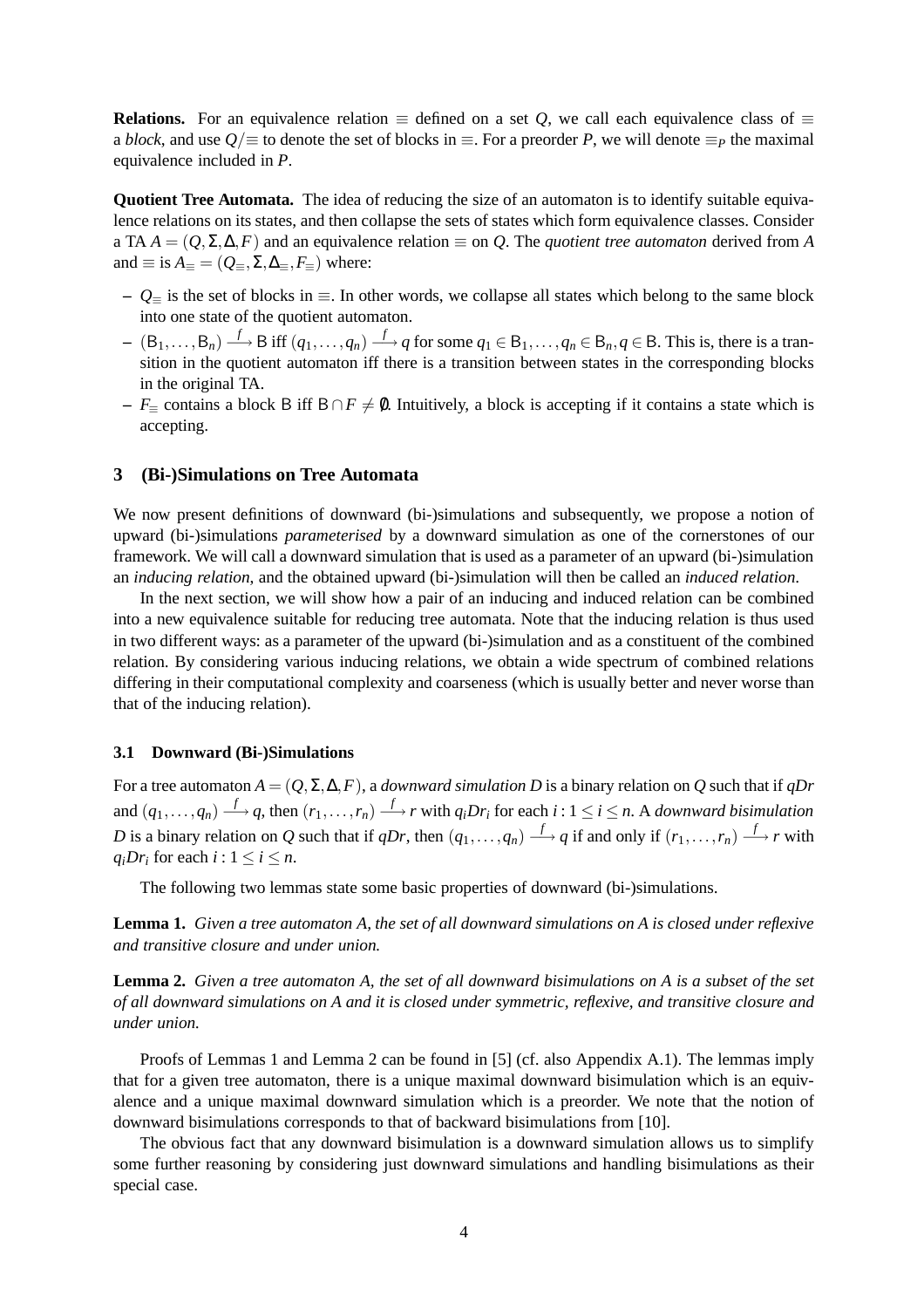**Relations.** For an equivalence relation $\equiv$ defined on a set $Q$, we call each equivalence class of $\equiv$ a *block*, and use $Q/\equiv$ to denote the set of blocks in $\equiv$. For a preorder $P$, we will denote $\equiv_P$ the maximal equivalence included in $P$.

**Quotient Tree Automata.** The idea of reducing the size of an automaton is to identify suitable equivalence relations on its states, and then collapse the sets of states which form equivalence classes. Consider a TA $A = (Q, \Sigma, \Delta, F)$ and an equivalence relation $\equiv$ on $Q$. The *quotient tree automaton* derived from $A$ and $\equiv$ is $A_\equiv = (Q_\equiv, \Sigma, \Delta_\equiv, F_\equiv)$ where:

- $Q_\equiv$ is the set of blocks in $\equiv$. In other words, we collapse all states which belong to the same block into one state of the quotient automaton.
- $(\mathsf{B}_1, \ldots, \mathsf{B}_n) \xrightarrow{f} \mathsf{B}$ iff $(q_1, \ldots, q_n) \xrightarrow{f} q$ for some $q_1 \in \mathsf{B}_1, \ldots, q_n \in \mathsf{B}_n, q \in \mathsf{B}$. This is, there is a transition in the quotient automaton iff there is a transition between states in the corresponding blocks in the original TA.
- $F_\equiv$ contains a block $\mathsf{B}$ iff $\mathsf{B} \cap F \neq \emptyset$. Intuitively, a block is accepting if it contains a state which is accepting.

## 3 (Bi-)Simulations on Tree Automata

We now present definitions of downward (bi-)simulations and subsequently, we propose a notion of upward (bi-)simulations *parameterised* by a downward simulation as one of the cornerstones of our framework. We will call a downward simulation that is used as a parameter of an upward (bi-)simulation an *inducing relation*, and the obtained upward (bi-)simulation will then be called an *induced relation*.

In the next section, we will show how a pair of an inducing and induced relation can be combined into a new equivalence suitable for reducing tree automata. Note that the inducing relation is thus used in two different ways: as a parameter of the upward (bi-)simulation and as a constituent of the combined relation. By considering various inducing relations, we obtain a wide spectrum of combined relations differing in their computational complexity and coarseness (which is usually better and never worse than that of the inducing relation).

### 3.1 Downward (Bi-)Simulations

For a tree automaton $A = (Q, \Sigma, \Delta, F)$, a *downward simulation* $D$ is a binary relation on $Q$ such that if $qDr$ and $(q_1, \ldots, q_n) \xrightarrow{f} q$, then $(r_1, \ldots, r_n) \xrightarrow{f} r$ with $q_i D r_i$ for each $i : 1 \leq i \leq n$. A *downward bisimulation* $D$ is a binary relation on $Q$ such that if $qDr$, then $(q_1, \ldots, q_n) \xrightarrow{f} q$ if and only if $(r_1, \ldots, r_n) \xrightarrow{f} r$ with $q_i D r_i$ for each $i : 1 \leq i \leq n$.

The following two lemmas state some basic properties of downward (bi-)simulations.

**Lemma 1.** *Given a tree automaton A, the set of all downward simulations on A is closed under reflexive and transitive closure and under union.*

**Lemma 2.** *Given a tree automaton A, the set of all downward bisimulations on A is a subset of the set of all downward simulations on A and it is closed under symmetric, reflexive, and transitive closure and under union.*

Proofs of Lemmas 1 and Lemma 2 can be found in [5] (cf. also Appendix A.1). The lemmas imply that for a given tree automaton, there is a unique maximal downward bisimulation which is an equivalence and a unique maximal downward simulation which is a preorder. We note that the notion of downward bisimulations corresponds to that of backward bisimulations from [10].

The obvious fact that any downward bisimulation is a downward simulation allows us to simplify some further reasoning by considering just downward simulations and handling bisimulations as their special case.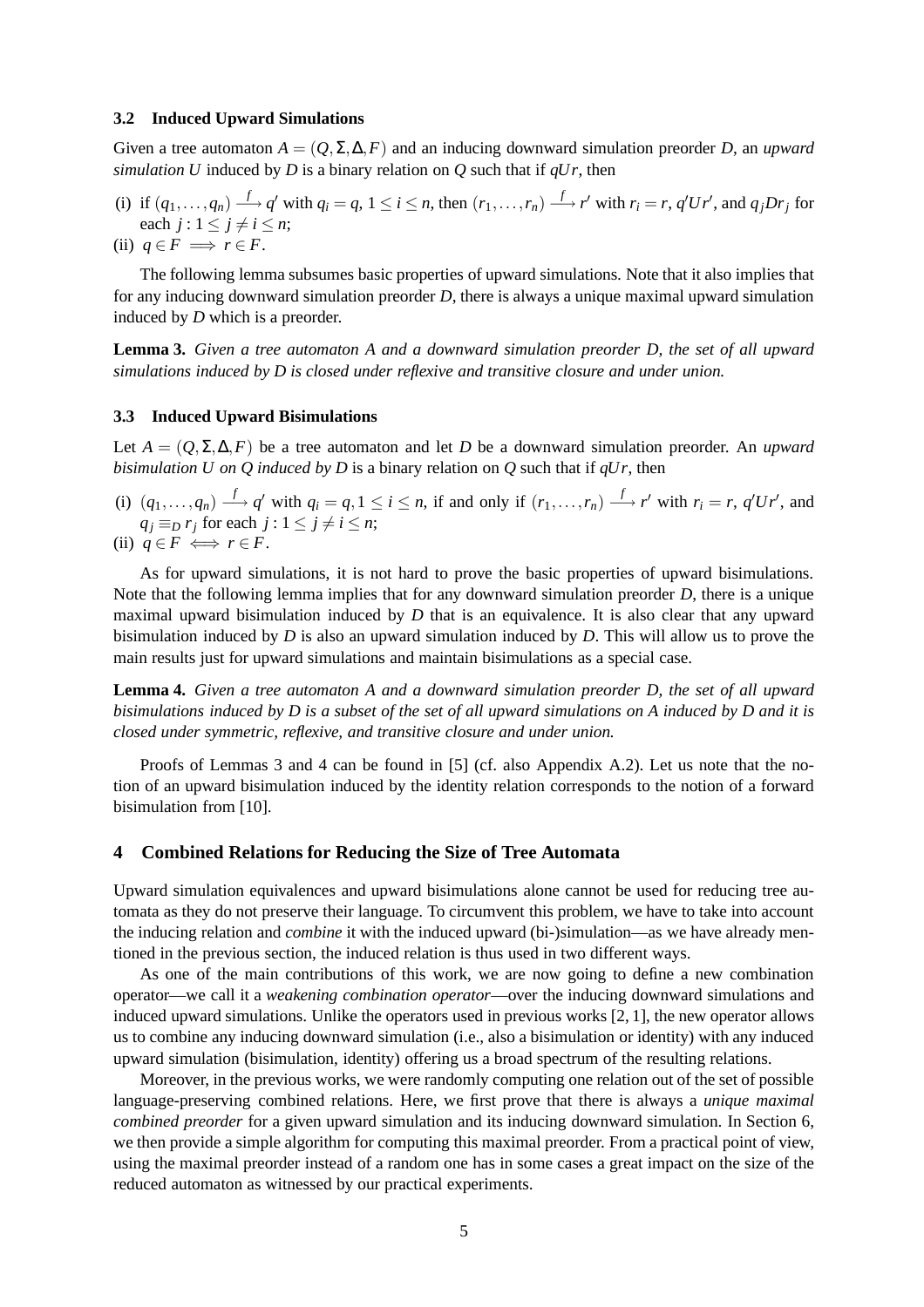### 3.2 Induced Upward Simulations

Given a tree automaton $A = (Q, \Sigma, \Delta, F)$ and an inducing downward simulation preorder $D$, an *upward simulation* $U$ induced by $D$ is a binary relation on $Q$ such that if $qUr$, then

(i) if $(q_1, \ldots, q_n) \xrightarrow{f} q'$ with $q_i = q$, $1 \leq i \leq n$, then $(r_1, \ldots, r_n) \xrightarrow{f} r'$ with $r_i = r$, $q'Ur'$, and $q_j D r_j$ for each $j : 1 \leq j \neq i \leq n$;

(ii) $q \in F \implies r \in F$.

The following lemma subsumes basic properties of upward simulations. Note that it also implies that for any inducing downward simulation preorder $D$, there is always a unique maximal upward simulation induced by $D$ which is a preorder.

**Lemma 3.** *Given a tree automaton A and a downward simulation preorder D, the set of all upward simulations induced by D is closed under reflexive and transitive closure and under union.*

### 3.3 Induced Upward Bisimulations

Let $A = (Q, \Sigma, \Delta, F)$ be a tree automaton and let $D$ be a downward simulation preorder. An *upward bisimulation U on Q induced by D* is a binary relation on $Q$ such that if $qUr$, then

(i) $(q_1, \ldots, q_n) \xrightarrow{f} q'$ with $q_i = q, 1 \leq i \leq n$, if and only if $(r_1, \ldots, r_n) \xrightarrow{f} r'$ with $r_i = r$, $q'Ur'$, and $q_j \equiv_D r_j$ for each $j : 1 \leq j \neq i \leq n$;

(ii) $q \in F \iff r \in F$.

As for upward simulations, it is not hard to prove the basic properties of upward bisimulations. Note that the following lemma implies that for any downward simulation preorder $D$, there is a unique maximal upward bisimulation induced by $D$ that is an equivalence. It is also clear that any upward bisimulation induced by $D$ is also an upward simulation induced by $D$. This will allow us to prove the main results just for upward simulations and maintain bisimulations as a special case.

**Lemma 4.** *Given a tree automaton A and a downward simulation preorder D, the set of all upward bisimulations induced by D is a subset of the set of all upward simulations on A induced by D and it is closed under symmetric, reflexive, and transitive closure and under union.*

Proofs of Lemmas 3 and 4 can be found in [5] (cf. also Appendix A.2). Let us note that the notion of an upward bisimulation induced by the identity relation corresponds to the notion of a forward bisimulation from [10].

## 4 Combined Relations for Reducing the Size of Tree Automata

Upward simulation equivalences and upward bisimulations alone cannot be used for reducing tree automata as they do not preserve their language. To circumvent this problem, we have to take into account the inducing relation and *combine* it with the induced upward (bi-)simulation—as we have already mentioned in the previous section, the induced relation is thus used in two different ways.

As one of the main contributions of this work, we are now going to define a new combination operator—we call it a *weakening combination operator*—over the inducing downward simulations and induced upward simulations. Unlike the operators used in previous works [2, 1], the new operator allows us to combine any inducing downward simulation (i.e., also a bisimulation or identity) with any induced upward simulation (bisimulation, identity) offering us a broad spectrum of the resulting relations.

Moreover, in the previous works, we were randomly computing one relation out of the set of possible language-preserving combined relations. Here, we first prove that there is always a *unique maximal combined preorder* for a given upward simulation and its inducing downward simulation. In Section 6, we then provide a simple algorithm for computing this maximal preorder. From a practical point of view, using the maximal preorder instead of a random one has in some cases a great impact on the size of the reduced automaton as witnessed by our practical experiments.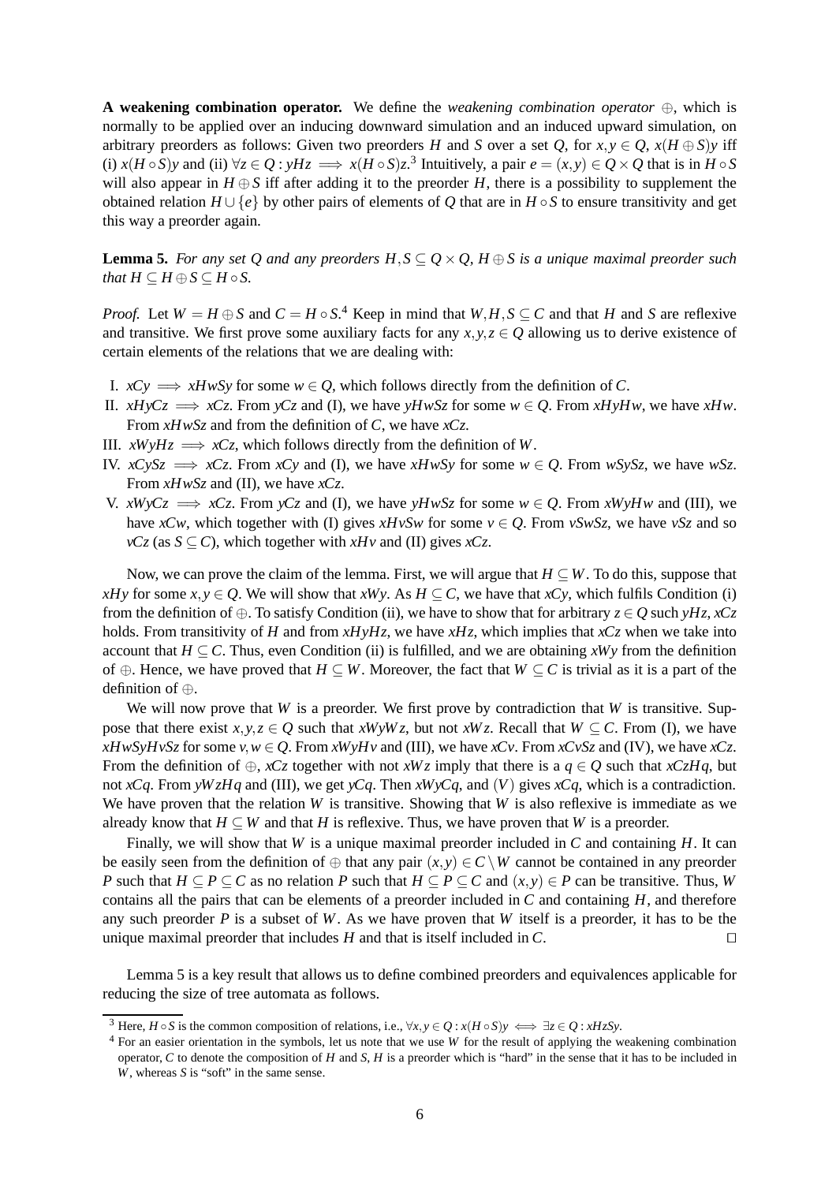**A weakening combination operator.** We define the *weakening combination operator* $\oplus$, which is normally to be applied over an inducing downward simulation and an induced upward simulation, on arbitrary preorders as follows: Given two preorders $H$ and $S$ over a set $Q$, for $x,y \in Q$, $x(H \oplus S)y$ iff (i) $x(H \circ S)y$ and (ii) $\forall z \in Q : yHz \implies x(H \circ S)z$.[3] Intuitively, a pair $e = (x,y) \in Q \times Q$ that is in $H \circ S$ will also appear in $H \oplus S$ iff after adding it to the preorder $H$, there is a possibility to supplement the obtained relation $H \cup \{e\}$ by other pairs of elements of $Q$ that are in $H \circ S$ to ensure transitivity and get this way a preorder again.

**Lemma 5.** *For any set $Q$ and any preorders $H,S \subseteq Q \times Q$, $H \oplus S$ is a unique maximal preorder such that $H \subseteq H \oplus S \subseteq H \circ S$.*

*Proof.* Let $W = H \oplus S$ and $C = H \circ S$.[4] Keep in mind that $W,H,S \subseteq C$ and that $H$ and $S$ are reflexive and transitive. We first prove some auxiliary facts for any $x,y,z \in Q$ allowing us to derive existence of certain elements of the relations that we are dealing with:

- I. $xCy \implies xHwSy$ for some $w \in Q$, which follows directly from the definition of $C$.
- II. $xHyCz \implies xCz$. From $yCz$ and (I), we have $yHwSz$ for some $w \in Q$. From $xHyHw$, we have $xHw$. From $xHwSz$ and from the definition of $C$, we have $xCz$.
- III. $xWyHz \implies xCz$, which follows directly from the definition of $W$.
- IV. $xCySz \implies xCz$. From $xCy$ and (I), we have $xHwSy$ for some $w \in Q$. From $wSySz$, we have $wSz$. From $xHwSz$ and (II), we have $xCz$.
- V. $xWyCz \implies xCz$. From $yCz$ and (I), we have $yHwSz$ for some $w \in Q$. From $xWyHw$ and (III), we have $xCw$, which together with (I) gives $xHvSw$ for some $v \in Q$. From $vSwSz$, we have $vSz$ and so $vCz$ (as $S \subseteq C$), which together with $xHv$ and (II) gives $xCz$.

Now, we can prove the claim of the lemma. First, we will argue that $H \subseteq W$. To do this, suppose that $xHy$ for some $x,y \in Q$. We will show that $xWy$. As $H \subseteq C$, we have that $xCy$, which fulfils Condition (i) from the definition of $\oplus$. To satisfy Condition (ii), we have to show that for arbitrary $z \in Q$ such $yHz$, $xCz$ holds. From transitivity of $H$ and from $xHyHz$, we have $xHz$, which implies that $xCz$ when we take into account that $H \subseteq C$. Thus, even Condition (ii) is fulfilled, and we are obtaining $xWy$ from the definition of $\oplus$. Hence, we have proved that $H \subseteq W$. Moreover, the fact that $W \subseteq C$ is trivial as it is a part of the definition of $\oplus$.

We will now prove that $W$ is a preorder. We first prove by contradiction that $W$ is transitive. Suppose that there exist $x,y,z \in Q$ such that $xWyWz$, but not $xWz$. Recall that $W \subseteq C$. From (I), we have $xHwSyHvSz$ for some $v,w \in Q$. From $xWyHv$ and (III), we have $xCv$. From $xCvSz$ and (IV), we have $xCz$. From the definition of $\oplus$, $xCz$ together with not $xWz$ imply that there is a $q \in Q$ such that $xCzHq$, but not $xCq$. From $yWzHq$ and (III), we get $yCq$. Then $xWyCq$, and $(V)$ gives $xCq$, which is a contradiction. We have proven that the relation $W$ is transitive. Showing that $W$ is also reflexive is immediate as we already know that $H \subseteq W$ and that $H$ is reflexive. Thus, we have proven that $W$ is a preorder.

Finally, we will show that $W$ is a unique maximal preorder included in $C$ and containing $H$. It can be easily seen from the definition of $\oplus$ that any pair $(x,y) \in C \setminus W$ cannot be contained in any preorder $P$ such that $H \subseteq P \subseteq C$ as no relation $P$ such that $H \subseteq P \subseteq C$ and $(x,y) \in P$ can be transitive. Thus, $W$ contains all the pairs that can be elements of a preorder included in $C$ and containing $H$, and therefore any such preorder $P$ is a subset of $W$. As we have proven that $W$ itself is a preorder, it has to be the unique maximal preorder that includes $H$ and that is itself included in $C$. $\square$

Lemma 5 is a key result that allows us to define combined preorders and equivalences applicable for reducing the size of tree automata as follows.

---

[3] Here, $H \circ S$ is the common composition of relations, i.e., $\forall x,y \in Q : x(H \circ S)y \iff \exists z \in Q : xHzSy$.

[4] For an easier orientation in the symbols, let us note that we use $W$ for the result of applying the weakening combination operator, $C$ to denote the composition of $H$ and $S$, $H$ is a preorder which is "hard" in the sense that it has to be included in $W$, whereas $S$ is "soft" in the same sense.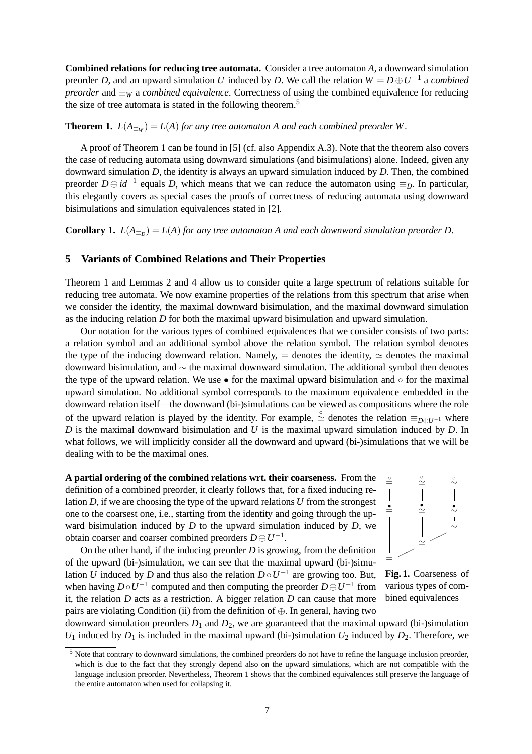**Combined relations for reducing tree automata.** Consider a tree automaton $A$, a downward simulation preorder $D$, and an upward simulation $U$ induced by $D$. We call the relation $W = D \oplus U^{-1}$ a *combined preorder* and $\equiv_W$ a *combined equivalence*. Correctness of using the combined equivalence for reducing the size of tree automata is stated in the following theorem.[5]

**Theorem 1.** *$L(A_{\equiv_W}) = L(A)$ for any tree automaton $A$ and each combined preorder $W$.*

A proof of Theorem 1 can be found in [5] (cf. also Appendix A.3). Note that the theorem also covers the case of reducing automata using downward simulations (and bisimulations) alone. Indeed, given any downward simulation $D$, the identity is always an upward simulation induced by $D$. Then, the combined preorder $D \oplus id^{-1}$ equals $D$, which means that we can reduce the automaton using $\equiv_D$. In particular, this elegantly covers as special cases the proofs of correctness of reducing automata using downward bisimulations and simulation equivalences stated in [2].

**Corollary 1.** *$L(A_{\equiv_D}) = L(A)$ for any tree automaton $A$ and each downward simulation preorder $D$.*

## 5 Variants of Combined Relations and Their Properties

Theorem 1 and Lemmas 2 and 4 allow us to consider quite a large spectrum of relations suitable for reducing tree automata. We now examine properties of the relations from this spectrum that arise when we consider the identity, the maximal downward bisimulation, and the maximal downward simulation as the inducing relation $D$ for both the maximal upward bisimulation and upward simulation.

Our notation for the various types of combined equivalences that we consider consists of two parts: a relation symbol and an additional symbol above the relation symbol. The relation symbol denotes the type of the inducing downward relation. Namely, $=$ denotes the identity, $\simeq$ denotes the maximal downward bisimulation, and $\sim$ the maximal downward simulation. The additional symbol then denotes the type of the upward relation. We use $\bullet$ for the maximal upward bisimulation and $\circ$ for the maximal upward simulation. No additional symbol corresponds to the maximum equivalence embedded in the downward relation itself—the downward (bi-)simulations can be viewed as compositions where the role of the upward relation is played by the identity. For example, $\stackrel{\circ}{\simeq}$ denotes the relation $\equiv_{D \oplus U^{-1}}$ where $D$ is the maximal downward bisimulation and $U$ is the maximal upward simulation induced by $D$. In what follows, we will implicitly consider all the downward and upward (bi-)simulations that we will be dealing with to be the maximal ones.

**A partial ordering of the combined relations wrt. their coarseness.** From the definition of a combined preorder, it clearly follows that, for a fixed inducing relation $D$, if we are choosing the type of the upward relations $U$ from the strongest one to the coarsest one, i.e., starting from the identity and going through the upward bisimulation induced by $D$ to the upward simulation induced by $D$, we obtain coarser and coarser combined preorders $D \oplus U^{-1}$.

On the other hand, if the inducing preorder $D$ is growing, from the definition of the upward (bi-)simulation, we can see that the maximal upward (bi-)simulation $U$ induced by $D$ and thus also the relation $D \circ U^{-1}$ are growing too. But, when having $D \circ U^{-1}$ computed and then computing the preorder $D \oplus U^{-1}$ from it, the relation $D$ acts as a restriction. A bigger relation $D$ can cause that more pairs are violating Condition (ii) from the definition of $\oplus$. In general, having two downward simulation preorders $D_1$ and $D_2$, we are guaranteed that the maximal upward (bi-)simulation $U_1$ induced by $D_1$ is included in the maximal upward (bi-)simulation $U_2$ induced by $D_2$. Therefore, we

**Fig. 1.** Coarseness of various types of combined equivalences

[5] Note that contrary to downward simulations, the combined preorders do not have to refine the language inclusion preorder, which is due to the fact that they strongly depend also on the upward simulations, which are not compatible with the language inclusion preorder. Nevertheless, Theorem 1 shows that the combined equivalences still preserve the language of the entire automaton when used for collapsing it.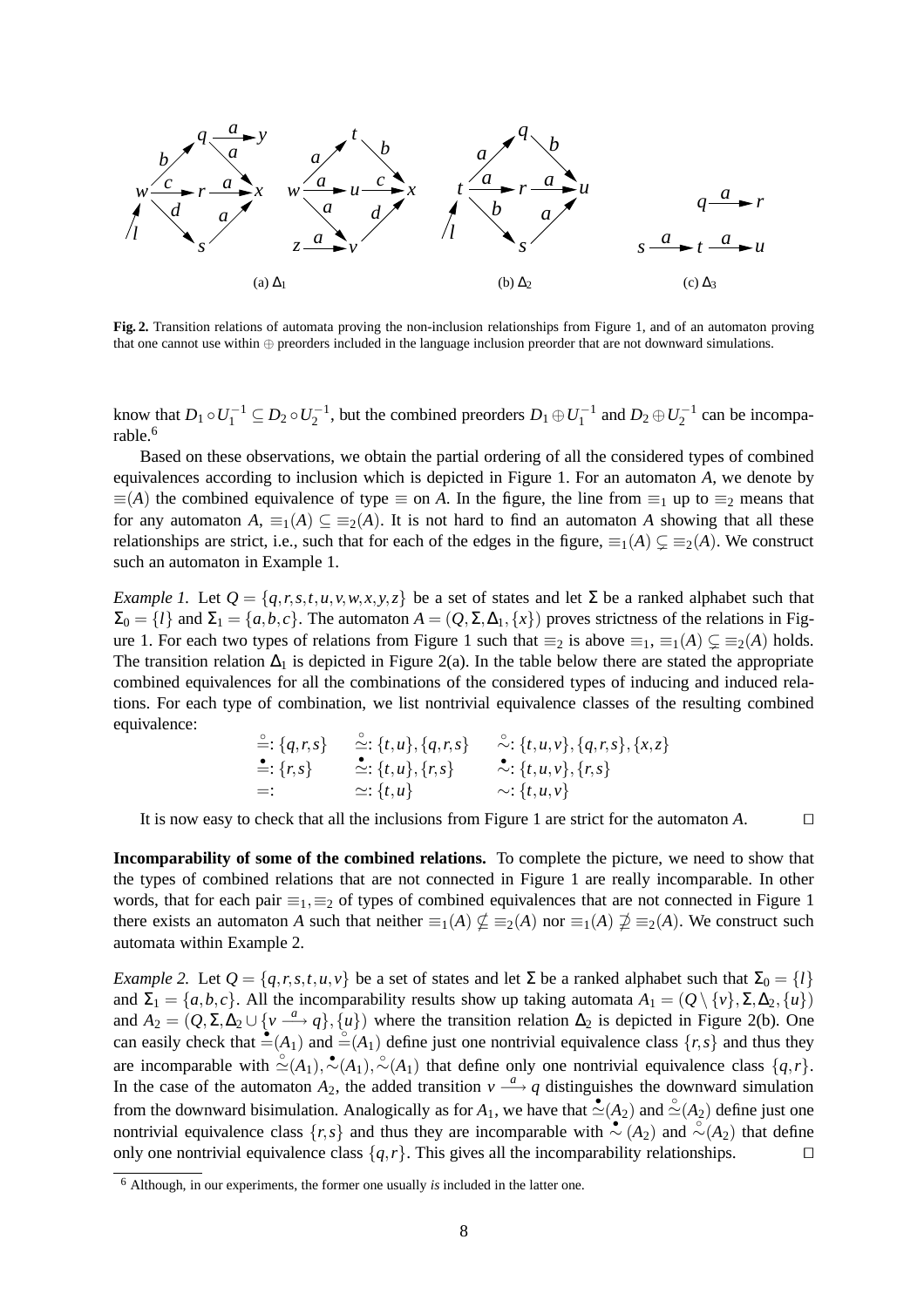Fig. 2. Transition relations of automata proving the non-inclusion relationships from Figure 1, and of an automaton proving that one cannot use within $\oplus$ preorders included in the language inclusion preorder that are not downward simulations.

know that $D_1 \circ U_1^{-1} \subseteq D_2 \circ U_2^{-1}$, but the combined preorders $D_1 \oplus U_1^{-1}$ and $D_2 \oplus U_2^{-1}$ can be incomparable.[6]

Based on these observations, we obtain the partial ordering of all the considered types of combined equivalences according to inclusion which is depicted in Figure 1. For an automaton $A$, we denote by $\equiv(A)$ the combined equivalence of type $\equiv$ on $A$. In the figure, the line from $\equiv_1$ up to $\equiv_2$ means that for any automaton $A$, $\equiv_1(A) \subseteq \equiv_2(A)$. It is not hard to find an automaton $A$ showing that all these relationships are strict, i.e., such that for each of the edges in the figure, $\equiv_1(A) \subsetneq \equiv_2(A)$. We construct such an automaton in Example 1.

*Example 1.* Let $Q = \{q,r,s,t,u,v,w,x,y,z\}$ be a set of states and let $\Sigma$ be a ranked alphabet such that $\Sigma_0 = \{l\}$ and $\Sigma_1 = \{a,b,c\}$. The automaton $A = (Q,\Sigma,\Delta_1,\{x\})$ proves strictness of the relations in Figure 1. For each two types of relations from Figure 1 such that $\equiv_2$ is above $\equiv_1$, $\equiv_1(A) \subsetneq \equiv_2(A)$ holds. The transition relation $\Delta_1$ is depicted in Figure 2(a). In the table below there are stated the appropriate combined equivalences for all the combinations of the considered types of inducing and induced relations. For each type of combination, we list nontrivial equivalence classes of the resulting combined equivalence:

| | | |
|---|---|---|
| $\overset{\circ}{=}$: $\{q,r,s\}$ | $\overset{\circ}{\simeq}$: $\{t,u\},\{q,r,s\}$ | $\overset{\circ}{\sim}$: $\{t,u,v\},\{q,r,s\},\{x,z\}$ |
| $\overset{\bullet}{=}$: $\{r,s\}$ | $\overset{\bullet}{\simeq}$: $\{t,u\},\{r,s\}$ | $\overset{\bullet}{\sim}$: $\{t,u,v\},\{r,s\}$ |
| $=$: | $\simeq$: $\{t,u\}$ | $\sim$: $\{t,u,v\}$ |

It is now easy to check that all the inclusions from Figure 1 are strict for the automaton $A$. □

**Incomparability of some of the combined relations.** To complete the picture, we need to show that the types of combined relations that are not connected in Figure 1 are really incomparable. In other words, that for each pair $\equiv_1,\equiv_2$ of types of combined equivalences that are not connected in Figure 1 there exists an automaton $A$ such that neither $\equiv_1(A) \not\subseteq \equiv_2(A)$ nor $\equiv_1(A) \not\supseteq \equiv_2(A)$. We construct such automata within Example 2.

*Example 2.* Let $Q = \{q,r,s,t,u,v\}$ be a set of states and let $\Sigma$ be a ranked alphabet such that $\Sigma_0 = \{l\}$ and $\Sigma_1 = \{a,b,c\}$. All the incomparability results show up taking automata $A_1 = (Q \setminus \{v\},\Sigma,\Delta_2,\{u\})$ and $A_2 = (Q,\Sigma,\Delta_2 \cup \{v \xrightarrow{a} q\},\{u\})$ where the transition relation $\Delta_2$ is depicted in Figure 2(b). One can easily check that $\overset{\bullet}{=}(A_1)$ and $\overset{\circ}{=}(A_1)$ define just one nontrivial equivalence class $\{r,s\}$ and thus they are incomparable with $\overset{\circ}{\simeq}(A_1), \overset{\bullet}{\sim}(A_1), \overset{\circ}{\sim}(A_1)$ that define only one nontrivial equivalence class $\{q,r\}$. In the case of the automaton $A_2$, the added transition $v \xrightarrow{a} q$ distinguishes the downward simulation from the downward bisimulation. Analogically as for $A_1$, we have that $\overset{\bullet}{\simeq}(A_2)$ and $\overset{\circ}{\simeq}(A_2)$ define just one nontrivial equivalence class $\{r,s\}$ and thus they are incomparable with $\overset{\bullet}{\sim}(A_2)$ and $\overset{\circ}{\sim}(A_2)$ that define only one nontrivial equivalence class $\{q,r\}$. This gives all the incomparability relationships. □

[6] Although, in our experiments, the former one usually *is* included in the latter one.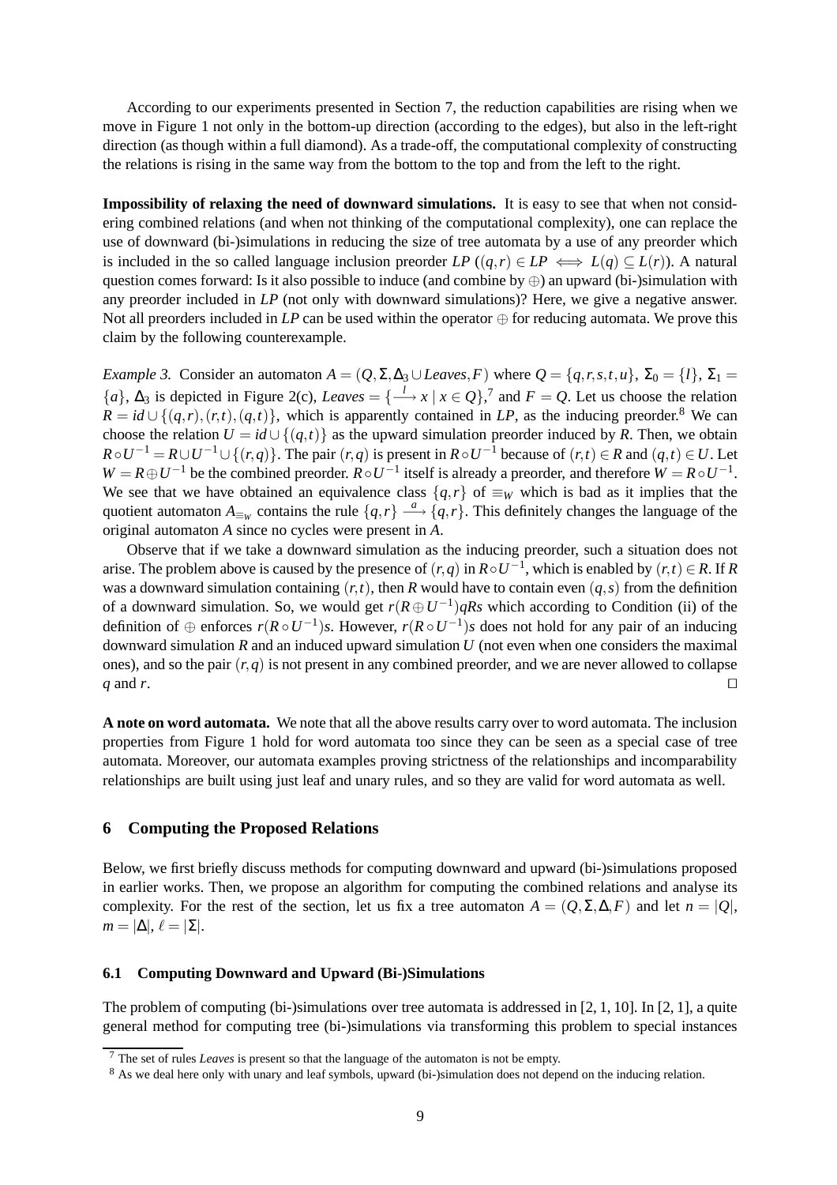According to our experiments presented in Section 7, the reduction capabilities are rising when we move in Figure 1 not only in the bottom-up direction (according to the edges), but also in the left-right direction (as though within a full diamond). As a trade-off, the computational complexity of constructing the relations is rising in the same way from the bottom to the top and from the left to the right.

**Impossibility of relaxing the need of downward simulations.** It is easy to see that when not considering combined relations (and when not thinking of the computational complexity), one can replace the use of downward (bi-)simulations in reducing the size of tree automata by a use of any preorder which is included in the so called language inclusion preorder $LP$ ($(q,r) \in LP \iff L(q) \subseteq L(r)$). A natural question comes forward: Is it also possible to induce (and combine by $\oplus$) an upward (bi-)simulation with any preorder included in $LP$ (not only with downward simulations)? Here, we give a negative answer. Not all preorders included in $LP$ can be used within the operator $\oplus$ for reducing automata. We prove this claim by the following counterexample.

*Example 3.* Consider an automaton $A = (Q, \Sigma, \Delta_3 \cup Leaves, F)$ where $Q = \{q, r, s, t, u\}$, $\Sigma_0 = \{l\}$, $\Sigma_1 = \{a\}$, $\Delta_3$ is depicted in Figure 2(c), $Leaves = \{\xrightarrow{l} x \mid x \in Q\}$,[7] and $F = Q$. Let us choose the relation $R = id \cup \{(q,r),(r,t),(q,t)\}$, which is apparently contained in $LP$, as the inducing preorder.[8] We can choose the relation $U = id \cup \{(q,t)\}$ as the upward simulation preorder induced by $R$. Then, we obtain $R \circ U^{-1} = R \cup U^{-1} \cup \{(r,q)\}$. The pair $(r,q)$ is present in $R \circ U^{-1}$ because of $(r,t) \in R$ and $(q,t) \in U$. Let $W = R \oplus U^{-1}$ be the combined preorder. $R \circ U^{-1}$ itself is already a preorder, and therefore $W = R \circ U^{-1}$. We see that we have obtained an equivalence class $\{q,r\}$ of $\equiv_W$ which is bad as it implies that the quotient automaton $A_{\equiv_W}$ contains the rule $\{q,r\} \xrightarrow{a} \{q,r\}$. This definitely changes the language of the original automaton $A$ since no cycles were present in $A$.

Observe that if we take a downward simulation as the inducing preorder, such a situation does not arise. The problem above is caused by the presence of $(r,q)$ in $R \circ U^{-1}$, which is enabled by $(r,t) \in R$. If $R$ was a downward simulation containing $(r,t)$, then $R$ would have to contain even $(q,s)$ from the definition of a downward simulation. So, we would get $r(R \oplus U^{-1})qRs$ which according to Condition (ii) of the definition of $\oplus$ enforces $r(R \circ U^{-1})s$. However, $r(R \circ U^{-1})s$ does not hold for any pair of an inducing downward simulation $R$ and an induced upward simulation $U$ (not even when one considers the maximal ones), and so the pair $(r,q)$ is not present in any combined preorder, and we are never allowed to collapse $q$ and $r$. $\square$

**A note on word automata.** We note that all the above results carry over to word automata. The inclusion properties from Figure 1 hold for word automata too since they can be seen as a special case of tree automata. Moreover, our automata examples proving strictness of the relationships and incomparability relationships are built using just leaf and unary rules, and so they are valid for word automata as well.

## 6 Computing the Proposed Relations

Below, we first briefly discuss methods for computing downward and upward (bi-)simulations proposed in earlier works. Then, we propose an algorithm for computing the combined relations and analyse its complexity. For the rest of the section, let us fix a tree automaton $A = (Q, \Sigma, \Delta, F)$ and let $n = |Q|$, $m = |\Delta|$, $\ell = |\Sigma|$.

### 6.1 Computing Downward and Upward (Bi-)Simulations

The problem of computing (bi-)simulations over tree automata is addressed in [2, 1, 10]. In [2, 1], a quite general method for computing tree (bi-)simulations via transforming this problem to special instances

[7] The set of rules *Leaves* is present so that the language of the automaton is not be empty.

[8] As we deal here only with unary and leaf symbols, upward (bi-)simulation does not depend on the inducing relation.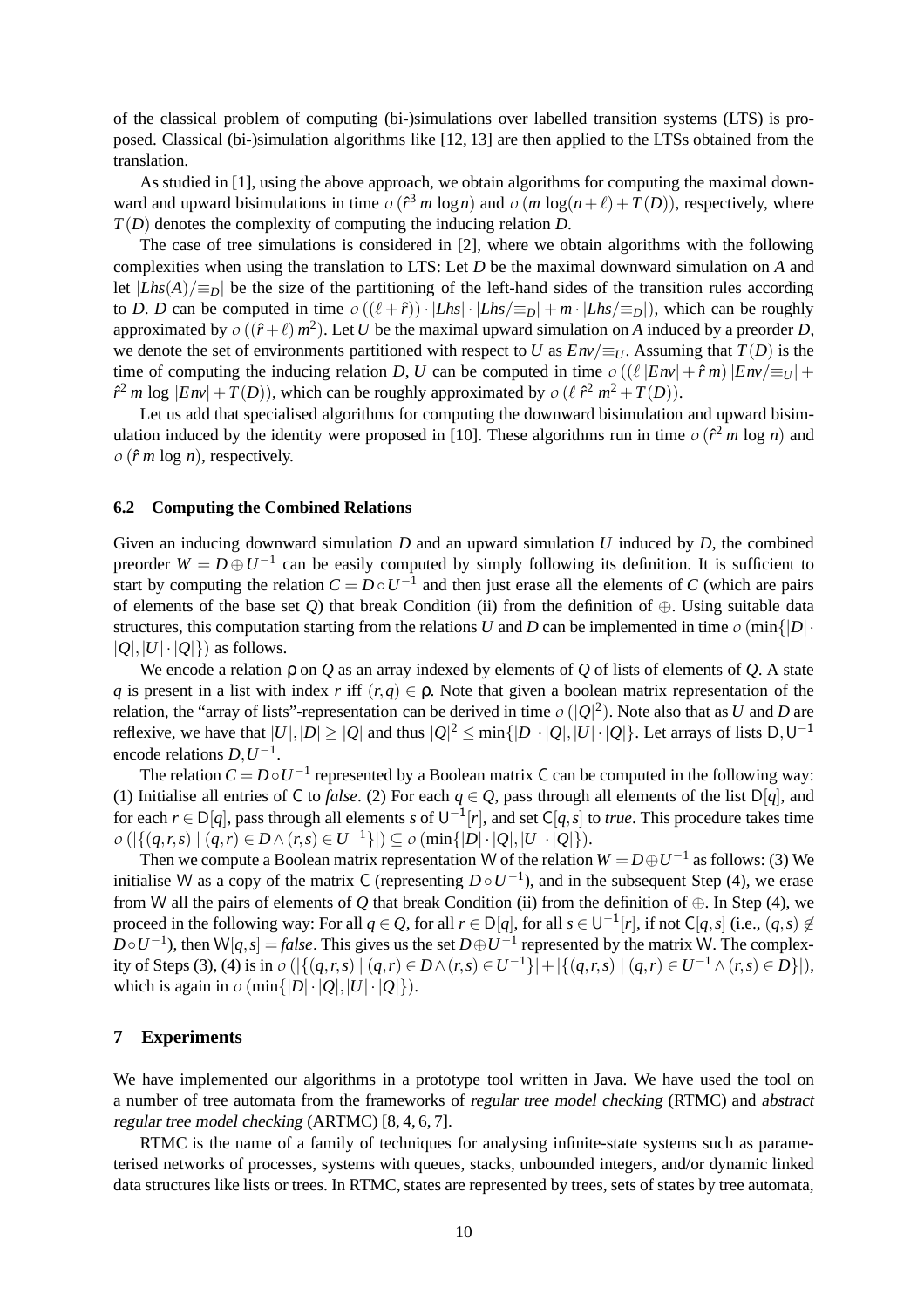of the classical problem of computing (bi-)simulations over labelled transition systems (LTS) is proposed. Classical (bi-)simulation algorithms like [12, 13] are then applied to the LTSs obtained from the translation.

As studied in [1], using the above approach, we obtain algorithms for computing the maximal downward and upward bisimulations in time $\mathcal{O}(\hat{r}^3\, m \log n)$ and $\mathcal{O}(m \log(n+\ell) + T(D))$, respectively, where $T(D)$ denotes the complexity of computing the inducing relation $D$.

The case of tree simulations is considered in [2], where we obtain algorithms with the following complexities when using the translation to LTS: Let $D$ be the maximal downward simulation on $A$ and let $|Lhs(A)/{\equiv_D}|$ be the size of the partitioning of the left-hand sides of the transition rules according to $D$. $D$ can be computed in time $\mathcal{O}((\ell+\hat{r}) \cdot |Lhs| \cdot |Lhs/{\equiv_D}| + m \cdot |Lhs/{\equiv_D}|)$, which can be roughly approximated by $\mathcal{O}((\hat{r}+\ell)\, m^2)$. Let $U$ be the maximal upward simulation on $A$ induced by a preorder $D$, we denote the set of environments partitioned with respect to $U$ as $Env/{\equiv_U}$. Assuming that $T(D)$ is the time of computing the inducing relation $D$, $U$ can be computed in time $\mathcal{O}((\ell\, |Env| + \hat{r}\, m)\, |Env/{\equiv_U}| + \hat{r}^2\, m \log |Env| + T(D))$, which can be roughly approximated by $\mathcal{O}(\ell\, \hat{r}^2\, m^2 + T(D))$.

Let us add that specialised algorithms for computing the downward bisimulation and upward bisimulation induced by the identity were proposed in [10]. These algorithms run in time $\mathcal{O}(\hat{r}^2\, m \log n)$ and $\mathcal{O}(\hat{r}\, m \log n)$, respectively.

### 6.2 Computing the Combined Relations

Given an inducing downward simulation $D$ and an upward simulation $U$ induced by $D$, the combined preorder $W = D \oplus U^{-1}$ can be easily computed by simply following its definition. It is sufficient to start by computing the relation $C = D \circ U^{-1}$ and then just erase all the elements of $C$ (which are pairs of elements of the base set $Q$) that break Condition (ii) from the definition of $\oplus$. Using suitable data structures, this computation starting from the relations $U$ and $D$ can be implemented in time $\mathcal{O}(\min\{|D| \cdot |Q|, |U| \cdot |Q|\})$ as follows.

We encode a relation $\rho$ on $Q$ as an array indexed by elements of $Q$ of lists of elements of $Q$. A state $q$ is present in a list with index $r$ iff $(r,q) \in \rho$. Note that given a boolean matrix representation of the relation, the "array of lists"-representation can be derived in time $\mathcal{O}(|Q|^2)$. Note also that as $U$ and $D$ are reflexive, we have that $|U|, |D| \geq |Q|$ and thus $|Q|^2 \leq \min\{|D| \cdot |Q|, |U| \cdot |Q|\}$. Let arrays of lists $\mathsf{D}, \mathsf{U}^{-1}$ encode relations $D, U^{-1}$.

The relation $C = D \circ U^{-1}$ represented by a Boolean matrix $\mathsf{C}$ can be computed in the following way: (1) Initialise all entries of $\mathsf{C}$ to *false*. (2) For each $q \in Q$, pass through all elements of the list $\mathsf{D}[q]$, and for each $r \in \mathsf{D}[q]$, pass through all elements $s$ of $\mathsf{U}^{-1}[r]$, and set $\mathsf{C}[q,s]$ to *true*. This procedure takes time $\mathcal{O}(|\{(q,r,s) \mid (q,r) \in D \wedge (r,s) \in U^{-1}\}|) \subseteq \mathcal{O}(\min\{|D| \cdot |Q|, |U| \cdot |Q|\})$.

Then we compute a Boolean matrix representation $\mathsf{W}$ of the relation $W = D \oplus U^{-1}$ as follows: (3) We initialise $\mathsf{W}$ as a copy of the matrix $\mathsf{C}$ (representing $D \circ U^{-1}$), and in the subsequent Step (4), we erase from $\mathsf{W}$ all the pairs of elements of $Q$ that break Condition (ii) from the definition of $\oplus$. In Step (4), we proceed in the following way: For all $q \in Q$, for all $r \in \mathsf{D}[q]$, for all $s \in \mathsf{U}^{-1}[r]$, if not $\mathsf{C}[q,s]$ (i.e., $(q,s) \notin D \circ U^{-1}$), then $\mathsf{W}[q,s] = \mathit{false}$. This gives us the set $D \oplus U^{-1}$ represented by the matrix $\mathsf{W}$. The complexity of Steps (3), (4) is in $\mathcal{O}(|\{(q,r,s) \mid (q,r) \in D \wedge (r,s) \in U^{-1}\}| + |\{(q,r,s) \mid (q,r) \in U^{-1} \wedge (r,s) \in D\}|)$, which is again in $\mathcal{O}(\min\{|D| \cdot |Q|, |U| \cdot |Q|\})$.

## 7 Experiments

We have implemented our algorithms in a prototype tool written in Java. We have used the tool on a number of tree automata from the frameworks of *regular tree model checking* (RTMC) and *abstract regular tree model checking* (ARTMC) [8, 4, 6, 7].

RTMC is the name of a family of techniques for analysing infinite-state systems such as parameterised networks of processes, systems with queues, stacks, unbounded integers, and/or dynamic linked data structures like lists or trees. In RTMC, states are represented by trees, sets of states by tree automata,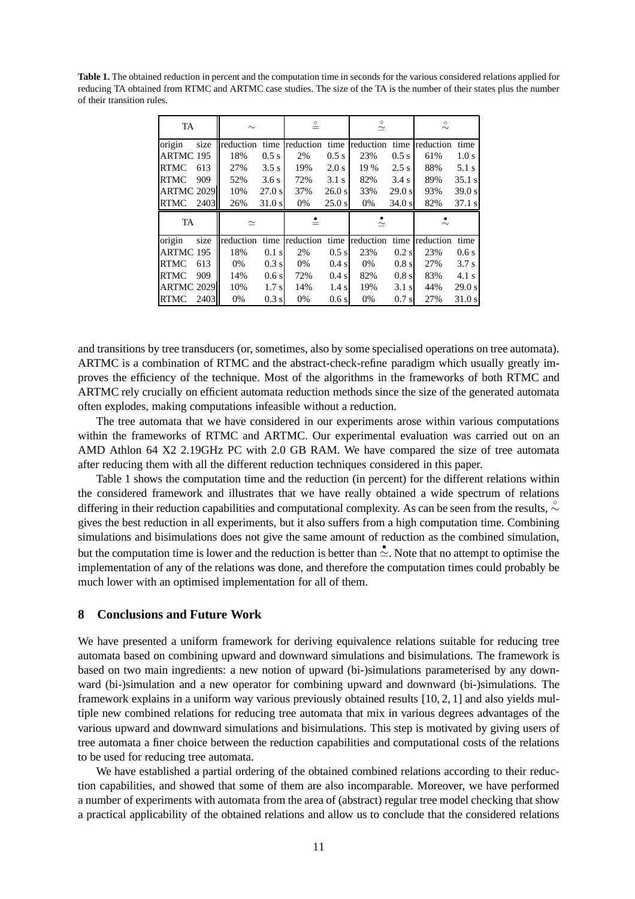**Table 1.** The obtained reduction in percent and the computation time in seconds for the various considered relations applied for reducing TA obtained from RTMC and ARTMC case studies. The size of the TA is the number of their states plus the number of their transition rules.

| TA | | $\sim$ | | $\overset{\circ}{=}$ | | $\overset{\circ}{\simeq}$ | | $\overset{\circ}{\sim}$ | |
|---|---|---|---|---|---|---|---|---|---|
| origin | size | reduction | time | reduction | time | reduction | time | reduction | time |
| ARTMC | 195 | 18% | 0.5 s | 2% | 0.5 s | 23% | 0.5 s | 61% | 1.0 s |
| RTMC | 613 | 27% | 3.5 s | 19% | 2.0 s | 19 % | 2.5 s | 88% | 5.1 s |
| RTMC | 909 | 52% | 3.6 s | 72% | 3.1 s | 82% | 3.4 s | 89% | 35.1 s |
| ARTMC | 2029 | 10% | 27.0 s | 37% | 26.0 s | 33% | 29.0 s | 93% | 39.0 s |
| RTMC | 2403 | 26% | 31.0 s | 0% | 25.0 s | 0% | 34.0 s | 82% | 37.1 s |
| TA | | $\simeq$ | | $\overset{\bullet}{=}$ | | $\overset{\bullet}{\simeq}$ | | $\overset{\bullet}{\sim}$ | |
| origin | size | reduction | time | reduction | time | reduction | time | reduction | time |
| ARTMC | 195 | 18% | 0.1 s | 2% | 0.5 s | 23% | 0.2 s | 23% | 0.6 s |
| RTMC | 613 | 0% | 0.3 s | 0% | 0.4 s | 0% | 0.8 s | 27% | 3.7 s |
| RTMC | 909 | 14% | 0.6 s | 72% | 0.4 s | 82% | 0.8 s | 83% | 4.1 s |
| ARTMC | 2029 | 10% | 1.7 s | 14% | 1.4 s | 19% | 3.1 s | 44% | 29.0 s |
| RTMC | 2403 | 0% | 0.3 s | 0% | 0.6 s | 0% | 0.7 s | 27% | 31.0 s |

and transitions by tree transducers (or, sometimes, also by some specialised operations on tree automata). ARTMC is a combination of RTMC and the abstract-check-refine paradigm which usually greatly improves the efficiency of the technique. Most of the algorithms in the frameworks of both RTMC and ARTMC rely crucially on efficient automata reduction methods since the size of the generated automata often explodes, making computations infeasible without a reduction.

The tree automata that we have considered in our experiments arose within various computations within the frameworks of RTMC and ARTMC. Our experimental evaluation was carried out on an AMD Athlon 64 X2 2.19GHz PC with 2.0 GB RAM. We have compared the size of tree automata after reducing them with all the different reduction techniques considered in this paper.

Table 1 shows the computation time and the reduction (in percent) for the different relations within the considered framework and illustrates that we have really obtained a wide spectrum of relations differing in their reduction capabilities and computational complexity. As can be seen from the results, $\overset{\circ}{\sim}$ gives the best reduction in all experiments, but it also suffers from a high computation time. Combining simulations and bisimulations does not give the same amount of reduction as the combined simulation, but the computation time is lower and the reduction is better than $\overset{\bullet}{\simeq}$. Note that no attempt to optimise the implementation of any of the relations was done, and therefore the computation times could probably be much lower with an optimised implementation for all of them.

## 8 Conclusions and Future Work

We have presented a uniform framework for deriving equivalence relations suitable for reducing tree automata based on combining upward and downward simulations and bisimulations. The framework is based on two main ingredients: a new notion of upward (bi-)simulations parameterised by any downward (bi-)simulation and a new operator for combining upward and downward (bi-)simulations. The framework explains in a uniform way various previously obtained results [10, 2, 1] and also yields multiple new combined relations for reducing tree automata that mix in various degrees advantages of the various upward and downward simulations and bisimulations. This step is motivated by giving users of tree automata a finer choice between the reduction capabilities and computational costs of the relations to be used for reducing tree automata.

We have established a partial ordering of the obtained combined relations according to their reduction capabilities, and showed that some of them are also incomparable. Moreover, we have performed a number of experiments with automata from the area of (abstract) regular tree model checking that show a practical applicability of the obtained relations and allow us to conclude that the considered relations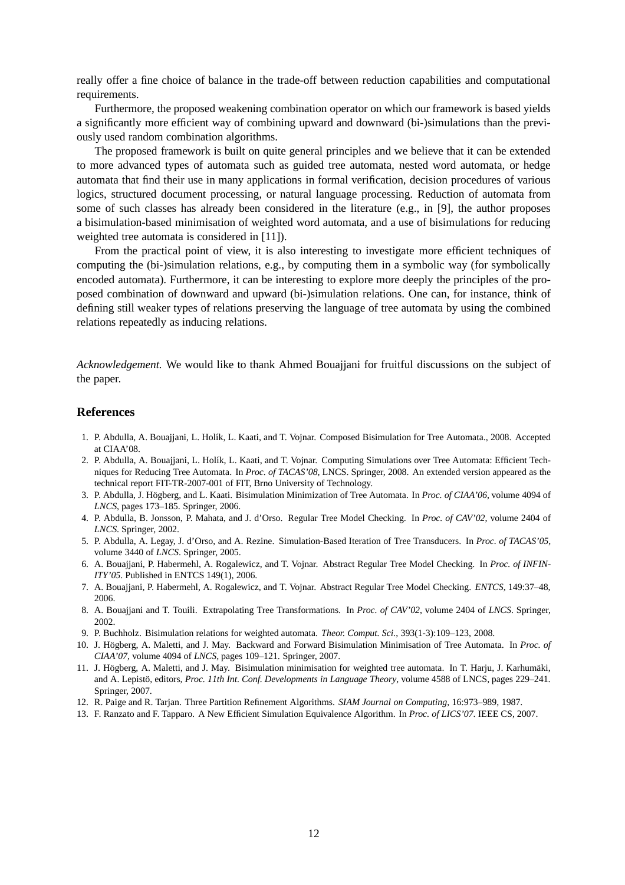really offer a fine choice of balance in the trade-off between reduction capabilities and computational requirements.

Furthermore, the proposed weakening combination operator on which our framework is based yields a significantly more efficient way of combining upward and downward (bi-)simulations than the previously used random combination algorithms.

The proposed framework is built on quite general principles and we believe that it can be extended to more advanced types of automata such as guided tree automata, nested word automata, or hedge automata that find their use in many applications in formal verification, decision procedures of various logics, structured document processing, or natural language processing. Reduction of automata from some of such classes has already been considered in the literature (e.g., in [9], the author proposes a bisimulation-based minimisation of weighted word automata, and a use of bisimulations for reducing weighted tree automata is considered in [11]).

From the practical point of view, it is also interesting to investigate more efficient techniques of computing the (bi-)simulation relations, e.g., by computing them in a symbolic way (for symbolically encoded automata). Furthermore, it can be interesting to explore more deeply the principles of the proposed combination of downward and upward (bi-)simulation relations. One can, for instance, think of defining still weaker types of relations preserving the language of tree automata by using the combined relations repeatedly as inducing relations.

*Acknowledgement.* We would like to thank Ahmed Bouajjani for fruitful discussions on the subject of the paper.

## References

1. P. Abdulla, A. Bouajjani, L. Holík, L. Kaati, and T. Vojnar. Composed Bisimulation for Tree Automata., 2008. Accepted at CIAA'08.
2. P. Abdulla, A. Bouajjani, L. Holík, L. Kaati, and T. Vojnar. Computing Simulations over Tree Automata: Efficient Techniques for Reducing Tree Automata. In *Proc. of TACAS'08*, LNCS. Springer, 2008. An extended version appeared as the technical report FIT-TR-2007-001 of FIT, Brno University of Technology.
3. P. Abdulla, J. Högberg, and L. Kaati. Bisimulation Minimization of Tree Automata. In *Proc. of CIAA'06*, volume 4094 of *LNCS*, pages 173–185. Springer, 2006.
4. P. Abdulla, B. Jonsson, P. Mahata, and J. d'Orso. Regular Tree Model Checking. In *Proc. of CAV'02*, volume 2404 of *LNCS*. Springer, 2002.
5. P. Abdulla, A. Legay, J. d'Orso, and A. Rezine. Simulation-Based Iteration of Tree Transducers. In *Proc. of TACAS'05*, volume 3440 of *LNCS*. Springer, 2005.
6. A. Bouajjani, P. Habermehl, A. Rogalewicz, and T. Vojnar. Abstract Regular Tree Model Checking. In *Proc. of INFINITY'05*. Published in ENTCS 149(1), 2006.
7. A. Bouajjani, P. Habermehl, A. Rogalewicz, and T. Vojnar. Abstract Regular Tree Model Checking. *ENTCS*, 149:37–48, 2006.
8. A. Bouajjani and T. Touili. Extrapolating Tree Transformations. In *Proc. of CAV'02*, volume 2404 of *LNCS*. Springer, 2002.
9. P. Buchholz. Bisimulation relations for weighted automata. *Theor. Comput. Sci.*, 393(1-3):109–123, 2008.
10. J. Högberg, A. Maletti, and J. May. Backward and Forward Bisimulation Minimisation of Tree Automata. In *Proc. of CIAA'07*, volume 4094 of *LNCS*, pages 109–121. Springer, 2007.
11. J. Högberg, A. Maletti, and J. May. Bisimulation minimisation for weighted tree automata. In T. Harju, J. Karhumäki, and A. Lepistö, editors, *Proc. 11th Int. Conf. Developments in Language Theory*, volume 4588 of LNCS, pages 229–241. Springer, 2007.
12. R. Paige and R. Tarjan. Three Partition Refinement Algorithms. *SIAM Journal on Computing*, 16:973–989, 1987.
13. F. Ranzato and F. Tapparo. A New Efficient Simulation Equivalence Algorithm. In *Proc. of LICS'07*. IEEE CS, 2007.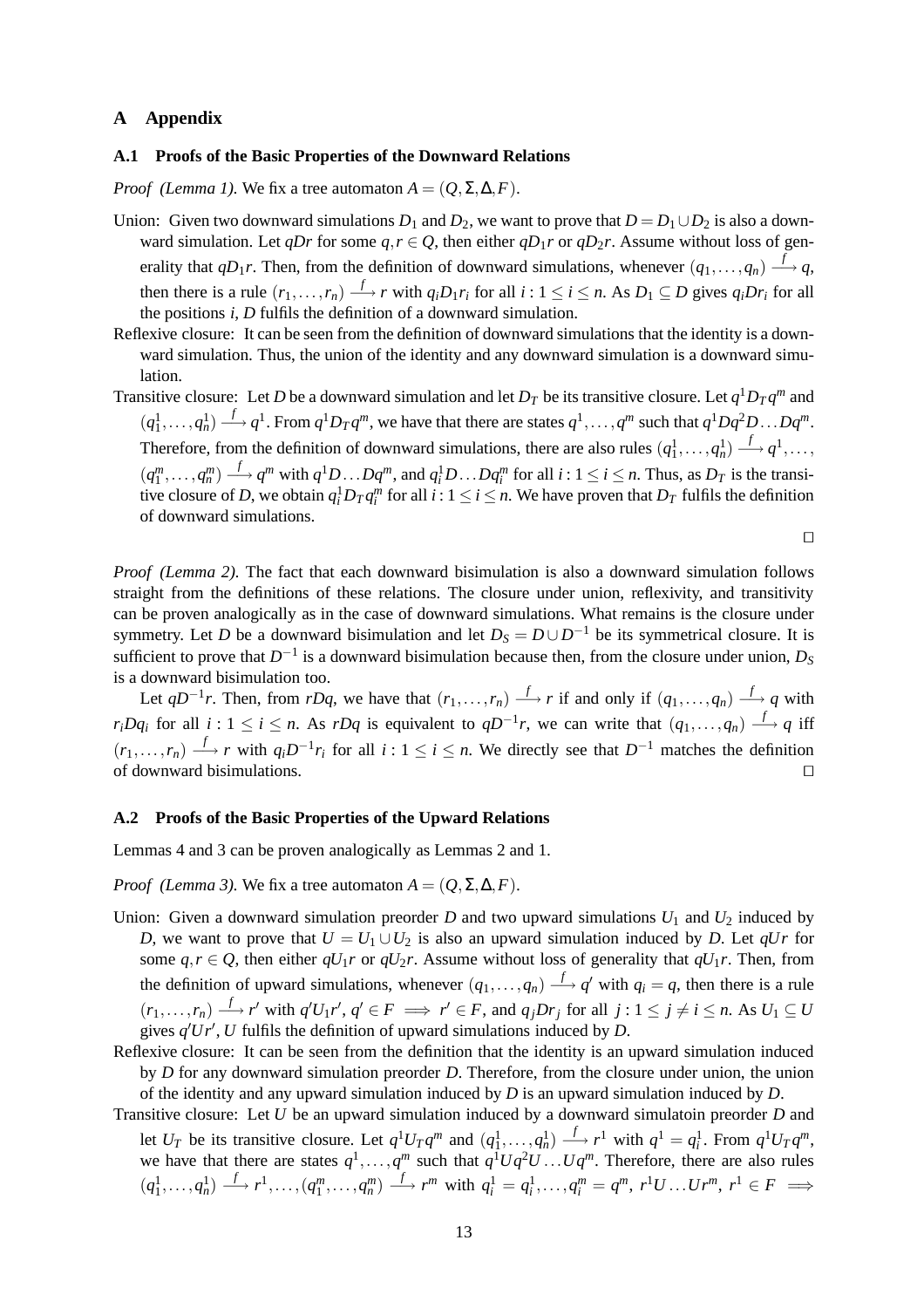## A Appendix

### A.1 Proofs of the Basic Properties of the Downward Relations

*Proof (Lemma 1).* We fix a tree automaton $A = (Q, \Sigma, \Delta, F)$.

Union: Given two downward simulations $D_1$ and $D_2$, we want to prove that $D = D_1 \cup D_2$ is also a downward simulation. Let $qDr$ for some $q, r \in Q$, then either $qD_1r$ or $qD_2r$. Assume without loss of generality that $qD_1r$. Then, from the definition of downward simulations, whenever $(q_1,\ldots,q_n) \xrightarrow{f} q$, then there is a rule $(r_1,\ldots,r_n) \xrightarrow{f} r$ with $q_iD_1r_i$ for all $i : 1 \leq i \leq n$. As $D_1 \subseteq D$ gives $q_iDr_i$ for all the positions $i$, $D$ fulfils the definition of a downward simulation.

Reflexive closure: It can be seen from the definition of downward simulations that the identity is a downward simulation. Thus, the union of the identity and any downward simulation is a downward simulation.

Transitive closure: Let $D$ be a downward simulation and let $D_T$ be its transitive closure. Let $q^1 D_T q^m$ and $(q_1^1,\ldots,q_n^1) \xrightarrow{f} q^1$. From $q^1 D_T q^m$, we have that there are states $q^1,\ldots,q^m$ such that $q^1 D q^2 D \ldots D q^m$. Therefore, from the definition of downward simulations, there are also rules $(q_1^1,\ldots,q_n^1) \xrightarrow{f} q^1, \ldots, (q_1^m,\ldots,q_n^m) \xrightarrow{f} q^m$ with $q^1 D \ldots D q^m$, and $q_i^1 D \ldots D q_i^m$ for all $i : 1 \leq i \leq n$. Thus, as $D_T$ is the transitive closure of $D$, we obtain $q_i^1 D_T q_i^m$ for all $i : 1 \leq i \leq n$. We have proven that $D_T$ fulfils the definition of downward simulations.

□

*Proof (Lemma 2).* The fact that each downward bisimulation is also a downward simulation follows straight from the definitions of these relations. The closure under union, reflexivity, and transitivity can be proven analogically as in the case of downward simulations. What remains is the closure under symmetry. Let $D$ be a downward bisimulation and let $D_S = D \cup D^{-1}$ be its symmetrical closure. It is sufficient to prove that $D^{-1}$ is a downward bisimulation because then, from the closure under union, $D_S$ is a downward bisimulation too.

Let $qD^{-1}r$. Then, from $rDq$, we have that $(r_1,\ldots,r_n) \xrightarrow{f} r$ if and only if $(q_1,\ldots,q_n) \xrightarrow{f} q$ with $r_iDq_i$ for all $i : 1 \leq i \leq n$. As $rDq$ is equivalent to $qD^{-1}r$, we can write that $(q_1,\ldots,q_n) \xrightarrow{f} q$ iff $(r_1,\ldots,r_n) \xrightarrow{f} r$ with $q_iD^{-1}r_i$ for all $i : 1 \leq i \leq n$. We directly see that $D^{-1}$ matches the definition of downward bisimulations. □

### A.2 Proofs of the Basic Properties of the Upward Relations

Lemmas 4 and 3 can be proven analogically as Lemmas 2 and 1.

*Proof (Lemma 3).* We fix a tree automaton $A = (Q, \Sigma, \Delta, F)$.

Union: Given a downward simulation preorder $D$ and two upward simulations $U_1$ and $U_2$ induced by $D$, we want to prove that $U = U_1 \cup U_2$ is also an upward simulation induced by $D$. Let $qUr$ for some $q, r \in Q$, then either $qU_1r$ or $qU_2r$. Assume without loss of generality that $qU_1r$. Then, from the definition of upward simulations, whenever $(q_1,\ldots,q_n) \xrightarrow{f} q'$ with $q_i = q$, then there is a rule $(r_1,\ldots,r_n) \xrightarrow{f} r'$ with $q'U_1r'$, $q' \in F \implies r' \in F$, and $q_jDr_j$ for all $j : 1 \leq j \neq i \leq n$. As $U_1 \subseteq U$ gives $q'Ur'$, $U$ fulfils the definition of upward simulations induced by $D$.

Reflexive closure: It can be seen from the definition that the identity is an upward simulation induced by $D$ for any downward simulation preorder $D$. Therefore, from the closure under union, the union of the identity and any upward simulation induced by $D$ is an upward simulation induced by $D$.

Transitive closure: Let $U$ be an upward simulation induced by a downward simulatoin preorder $D$ and let $U_T$ be its transitive closure. Let $q^1 U_T q^m$ and $(q_1^1,\ldots,q_n^1) \xrightarrow{f} r^1$ with $q^1 = q_i^1$. From $q^1 U_T q^m$, we have that there are states $q^1,\ldots,q^m$ such that $q^1 U q^2 U \ldots U q^m$. Therefore, there are also rules $(q_1^1,\ldots,q_n^1) \xrightarrow{f} r^1, \ldots, (q_1^m,\ldots,q_n^m) \xrightarrow{f} r^m$ with $q_i^1 = q_i^1, \ldots, q_i^m = q^m$, $r^1 U \ldots U r^m$, $r^1 \in F \implies$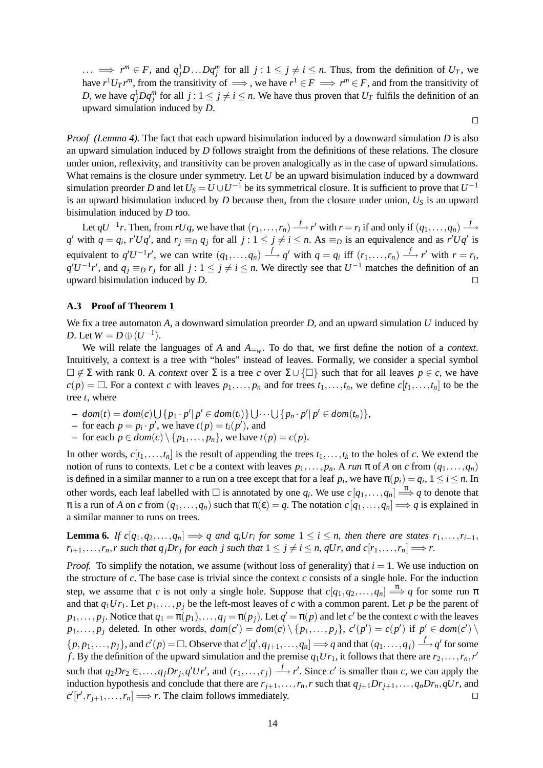$\ldots \implies r^m \in F$, and $q_j^1 D \ldots D q_j^m$ for all $j : 1 \leq j \neq i \leq n$. Thus, from the definition of $U_T$, we have $r^1 U_T r^m$, from the transitivity of $\implies$, we have $r^1 \in F \implies r^m \in F$, and from the transitivity of $D$, we have $q_j^1 D q_j^m$ for all $j : 1 \leq j \neq i \leq n$. We have thus proven that $U_T$ fulfils the definition of an upward simulation induced by $D$.

$\square$

*Proof (Lemma 4).* The fact that each upward bisimulation induced by a downward simulation $D$ is also an upward simulation induced by $D$ follows straight from the definitions of these relations. The closure under union, reflexivity, and transitivity can be proven analogically as in the case of upward simulations. What remains is the closure under symmetry. Let $U$ be an upward bisimulation induced by a downward simulation preorder $D$ and let $U_S = U \cup U^{-1}$ be its symmetrical closure. It is sufficient to prove that $U^{-1}$ is an upward bisimulation induced by $D$ because then, from the closure under union, $U_S$ is an upward bisimulation induced by $D$ too.

Let $qU^{-1}r$. Then, from $rUq$, we have that $(r_1, \ldots, r_n) \xrightarrow{f} r'$ with $r = r_i$ if and only if $(q_1, \ldots, q_n) \xrightarrow{f} q'$ with $q = q_i$, $r'Uq'$, and $r_j \equiv_D q_j$ for all $j : 1 \leq j \neq i \leq n$. As $\equiv_D$ is an equivalence and as $r'Uq'$ is equivalent to $q'U^{-1}r'$, we can write $(q_1, \ldots, q_n) \xrightarrow{f} q'$ with $q = q_i$ iff $(r_1, \ldots, r_n) \xrightarrow{f} r'$ with $r = r_i$, $q'U^{-1}r'$, and $q_j \equiv_D r_j$ for all $j : 1 \leq j \neq i \leq n$. We directly see that $U^{-1}$ matches the definition of an upward bisimulation induced by $D$. $\square$

### A.3 Proof of Theorem 1

We fix a tree automaton $A$, a downward simulation preorder $D$, and an upward simulation $U$ induced by $D$. Let $W = D \oplus (U^{-1})$.

We will relate the languages of $A$ and $A_{\equiv_W}$. To do that, we first define the notion of a *context*. Intuitively, a context is a tree with "holes" instead of leaves. Formally, we consider a special symbol $\square \notin \Sigma$ with rank 0. A *context* over $\Sigma$ is a tree $c$ over $\Sigma \cup \{\square\}$ such that for all leaves $p \in c$, we have $c(p) = \square$. For a context $c$ with leaves $p_1, \ldots, p_n$ and for trees $t_1, \ldots, t_n$, we define $c[t_1, \ldots, t_n]$ to be the tree $t$, where

- $dom(t) = dom(c) \bigcup \{p_1 \cdot p' \mid p' \in dom(t_1)\} \bigcup \cdots \bigcup \{p_n \cdot p' \mid p' \in dom(t_n)\}$,
- for each $p = p_i \cdot p'$, we have $t(p) = t_i(p')$, and
- for each $p \in dom(c) \setminus \{p_1, \ldots, p_n\}$, we have $t(p) = c(p)$.

In other words, $c[t_1, \ldots, t_n]$ is the result of appending the trees $t_1, \ldots, t_k$ to the holes of $c$. We extend the notion of runs to contexts. Let $c$ be a context with leaves $p_1, \ldots, p_n$. A *run* $\pi$ of $A$ on $c$ from $(q_1, \ldots, q_n)$ is defined in a similar manner to a run on a tree except that for a leaf $p_i$, we have $\pi(p_i) = q_i$, $1 \leq i \leq n$. In other words, each leaf labelled with $\square$ is annotated by one $q_i$. We use $c[q_1, \ldots, q_n] \overset{\pi}{\Longrightarrow} q$ to denote that $\pi$ is a run of $A$ on $c$ from $(q_1, \ldots, q_n)$ such that $\pi(\varepsilon) = q$. The notation $c[q_1, \ldots, q_n] \Longrightarrow q$ is explained in a similar manner to runs on trees.

**Lemma 6.** *If $c[q_1, q_2, \ldots, q_n] \Longrightarrow q$ and $q_i U r_i$ for some $1 \leq i \leq n$, then there are states $r_1, \ldots, r_{i-1}, r_{i+1}, \ldots, r_n, r$ such that $q_j D r_j$ for each $j$ such that $1 \leq j \neq i \leq n$, $qUr$, and $c[r_1, \ldots, r_n] \Longrightarrow r$.*

*Proof.* To simplify the notation, we assume (without loss of generality) that $i = 1$. We use induction on the structure of $c$. The base case is trivial since the context $c$ consists of a single hole. For the induction step, we assume that $c$ is not only a single hole. Suppose that $c[q_1, q_2, \ldots, q_n] \overset{\pi}{\Longrightarrow} q$ for some run $\pi$ and that $q_1 U r_1$. Let $p_1, \ldots, p_j$ be the left-most leaves of $c$ with a common parent. Let $p$ be the parent of $p_1, \ldots, p_j$. Notice that $q_1 = \pi(p_1), \ldots, q_j = \pi(p_j)$. Let $q' = \pi(p)$ and let $c'$ be the context $c$ with the leaves $p_1, \ldots, p_j$ deleted. In other words, $dom(c') = dom(c) \setminus \{p_1, \ldots, p_j\}$, $c'(p') = c(p')$ if $p' \in dom(c') \setminus \{p, p_1, \ldots, p_j\}$, and $c'(p) = \square$. Observe that $c'[q', q_{j+1}, \ldots, q_n] \Longrightarrow q$ and that $(q_1, \ldots, q_j) \xrightarrow{f} q'$ for some $f$. By the definition of the upward simulation and the premise $q_1 U r_1$, it follows that there are $r_2, \ldots, r_n, r'$ such that $q_2 D r_2 \in, \ldots, q_j D r_j, q' U r'$, and $(r_1, \ldots, r_j) \xrightarrow{f} r'$. Since $c'$ is smaller than $c$, we can apply the induction hypothesis and conclude that there are $r_{j+1}, \ldots, r_n, r$ such that $q_{j+1} D r_{j+1}, \ldots, q_n D r_n, qUr$, and $c'[r', r_{j+1}, \ldots, r_n] \Longrightarrow r$. The claim follows immediately. $\square$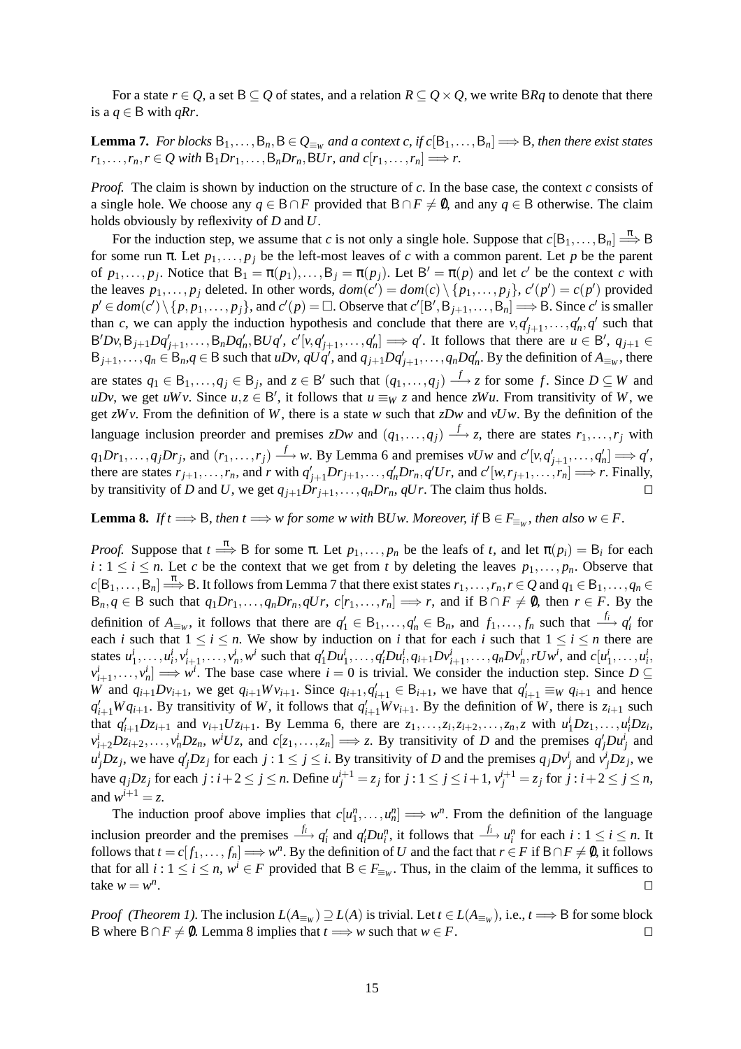For a state $r \in Q$, a set $\mathsf{B} \subseteq Q$ of states, and a relation $R \subseteq Q \times Q$, we write $\mathsf{B}Rq$ to denote that there is a $q \in \mathsf{B}$ with $qRr$.

**Lemma 7.** *For blocks $\mathsf{B}_1, \ldots, \mathsf{B}_n, \mathsf{B} \in Q_{\equiv_W}$ and a context $c$, if $c[\mathsf{B}_1, \ldots, \mathsf{B}_n] \Longrightarrow \mathsf{B}$, then there exist states $r_1, \ldots, r_n, r \in Q$ with $\mathsf{B}_1 D r_1, \ldots, \mathsf{B}_n D r_n, \mathsf{B} U r$, and $c[r_1, \ldots, r_n] \Longrightarrow r$.*

*Proof.* The claim is shown by induction on the structure of $c$. In the base case, the context $c$ consists of a single hole. We choose any $q \in \mathsf{B} \cap F$ provided that $\mathsf{B} \cap F \neq \emptyset$, and any $q \in \mathsf{B}$ otherwise. The claim holds obviously by reflexivity of $D$ and $U$.

For the induction step, we assume that $c$ is not only a single hole. Suppose that $c[\mathsf{B}_1, \ldots, \mathsf{B}_n] \stackrel{\pi}{\Longrightarrow} \mathsf{B}$ for some run $\pi$. Let $p_1, \ldots, p_j$ be the left-most leaves of $c$ with a common parent. Let $p$ be the parent of $p_1, \ldots, p_j$. Notice that $\mathsf{B}_1 = \pi(p_1), \ldots, \mathsf{B}_j = \pi(p_j)$. Let $\mathsf{B}' = \pi(p)$ and let $c'$ be the context $c$ with the leaves $p_1, \ldots, p_j$ deleted. In other words, $dom(c') = dom(c) \setminus \{p_1, \ldots, p_j\}$, $c'(p') = c(p')$ provided $p' \in dom(c') \setminus \{p, p_1, \ldots, p_j\}$, and $c'(p) = \Box$. Observe that $c'[\mathsf{B}', \mathsf{B}_{j+1}, \ldots, \mathsf{B}_n] \Longrightarrow \mathsf{B}$. Since $c'$ is smaller than $c$, we can apply the induction hypothesis and conclude that there are $v, q'_{j+1}, \ldots, q'_n, q'$ such that $\mathsf{B}' D v, \mathsf{B}_{j+1} D q'_{j+1}, \ldots, \mathsf{B}_n D q'_n, \mathsf{B} U q'$, $c'[v, q'_{j+1}, \ldots, q'_n] \Longrightarrow q'$. It follows that there are $u \in \mathsf{B}'$, $q_{j+1} \in \mathsf{B}_{j+1}, \ldots, q_n \in \mathsf{B}_n, q \in \mathsf{B}$ such that $uDv$, $qUq'$, and $q_{j+1} D q'_{j+1}, \ldots, q_n D q'_n$. By the definition of $A_{\equiv_W}$, there are states $q_1 \in \mathsf{B}_1, \ldots, q_j \in \mathsf{B}_j$, and $z \in \mathsf{B}'$ such that $(q_1, \ldots, q_j) \stackrel{f}{\longrightarrow} z$ for some $f$. Since $D \subseteq W$ and $uDv$, we get $uWv$. Since $u, z \in \mathsf{B}'$, it follows that $u \equiv_W z$ and hence $zWu$. From transitivity of $W$, we get $zWv$. From the definition of $W$, there is a state $w$ such that $zDw$ and $vUw$. By the definition of the language inclusion preorder and premises $zDw$ and $(q_1, \ldots, q_j) \stackrel{f}{\longrightarrow} z$, there are states $r_1, \ldots, r_j$ with $q_1 D r_1, \ldots, q_j D r_j$, and $(r_1, \ldots, r_j) \stackrel{f}{\longrightarrow} w$. By Lemma 6 and premises $vUw$ and $c'[v, q'_{j+1}, \ldots, q'_n] \Longrightarrow q'$, there are states $r_{j+1}, \ldots, r_n$, and $r$ with $q'_{j+1} D r_{j+1}, \ldots, q'_n D r_n, q' U r$, and $c'[w, r_{j+1}, \ldots, r_n] \Longrightarrow r$. Finally, by transitivity of $D$ and $U$, we get $q_{j+1} D r_{j+1}, \ldots, q_n D r_n$, $qUr$. The claim thus holds. $\square$

**Lemma 8.** *If $t \Longrightarrow \mathsf{B}$, then $t \Longrightarrow w$ for some $w$ with $\mathsf{B} U w$. Moreover, if $\mathsf{B} \in F_{\equiv_W}$, then also $w \in F$.*

*Proof.* Suppose that $t \stackrel{\pi}{\Longrightarrow} \mathsf{B}$ for some $\pi$. Let $p_1, \ldots, p_n$ be the leafs of $t$, and let $\pi(p_i) = \mathsf{B}_i$ for each $i : 1 \le i \le n$. Let $c$ be the context that we get from $t$ by deleting the leaves $p_1, \ldots, p_n$. Observe that $c[\mathsf{B}_1, \ldots, \mathsf{B}_n] \stackrel{\pi}{\Longrightarrow} \mathsf{B}$. It follows from Lemma 7 that there exist states $r_1, \ldots, r_n, r \in Q$ and $q_1 \in \mathsf{B}_1, \ldots, q_n \in \mathsf{B}_n, q \in \mathsf{B}$ such that $q_1 D r_1, \ldots, q_n D r_n, qUr$, $c[r_1, \ldots, r_n] \Longrightarrow r$, and if $\mathsf{B} \cap F \neq \emptyset$, then $r \in F$. By the definition of $A_{\equiv_W}$, it follows that there are $q'_1 \in \mathsf{B}_1, \ldots, q'_n \in \mathsf{B}_n$, and $f_1, \ldots, f_n$ such that $\stackrel{f_i}{\longrightarrow} q'_i$ for each $i$ such that $1 \le i \le n$. We show by induction on $i$ that for each $i$ such that $1 \le i \le n$ there are states $u^i_1, \ldots, u^i_i, v^i_{i+1}, \ldots, v^i_n, w^i$ such that $q'_1 D u^i_1, \ldots, q'_i D u^i_i, q_{i+1} D v^i_{i+1}, \ldots, q_n D v^i_n, rUw^i$, and $c[u^i_1, \ldots, u^i_i, v^i_{i+1}, \ldots, v^i_n] \Longrightarrow w^i$. The base case where $i = 0$ is trivial. We consider the induction step. Since $D \subseteq W$ and $q_{i+1} D v_{i+1}$, we get $q_{i+1} W v_{i+1}$. Since $q_{i+1}, q'_{i+1} \in \mathsf{B}_{i+1}$, we have that $q'_{i+1} \equiv_W q_{i+1}$ and hence $q'_{i+1} W q_{i+1}$. By transitivity of $W$, it follows that $q'_{i+1} W v_{i+1}$. By the definition of $W$, there is $z_{i+1}$ such that $q'_{i+1} D z_{i+1}$ and $v_{i+1} U z_{i+1}$. By Lemma 6, there are $z_1, \ldots, z_i, z_{i+2}, \ldots, z_n, z$ with $u^i_1 D z_1, \ldots, u^i_i D z_i$, $v^i_{i+2} D z_{i+2}, \ldots, v^i_n D z_n$, $w^i U z$, and $c[z_1, \ldots, z_n] \Longrightarrow z$. By transitivity of $D$ and the premises $q'_j D u^i_j$ and $u^i_j D z_j$, we have $q'_j D z_j$ for each $j : 1 \le j \le i$. By transitivity of $D$ and the premises $q_j D v^i_j$ and $v^i_j D z_j$, we have $q_j D z_j$ for each $j : i+2 \le j \le n$. Define $u^{i+1}_j = z_j$ for $j : 1 \le j \le i+1$, $v^{i+1}_j = z_j$ for $j : i+2 \le j \le n$, and $w^{i+1} = z$.

The induction proof above implies that $c[u^n_1, \ldots, u^n_n] \Longrightarrow w^n$. From the definition of the language inclusion preorder and the premises $\stackrel{f_i}{\longrightarrow} q'_i$ and $q'_i D u^n_i$, it follows that $\stackrel{f_i}{\longrightarrow} u^n_i$ for each $i : 1 \le i \le n$. It follows that $t = c[f_1, \ldots, f_n] \Longrightarrow w^n$. By the definition of $U$ and the fact that $r \in F$ if $\mathsf{B} \cap F \neq \emptyset$, it follows that for all $i : 1 \le i \le n$, $w^i \in F$ provided that $\mathsf{B} \in F_{\equiv_W}$. Thus, in the claim of the lemma, it suffices to take $w = w^n$. $\square$

*Proof (Theorem 1).* The inclusion $L(A_{\equiv_W}) \supseteq L(A)$ is trivial. Let $t \in L(A_{\equiv_W})$, i.e., $t \Longrightarrow \mathsf{B}$ for some block $\mathsf{B}$ where $\mathsf{B} \cap F \neq \emptyset$. Lemma 8 implies that $t \Longrightarrow w$ such that $w \in F$. $\square$